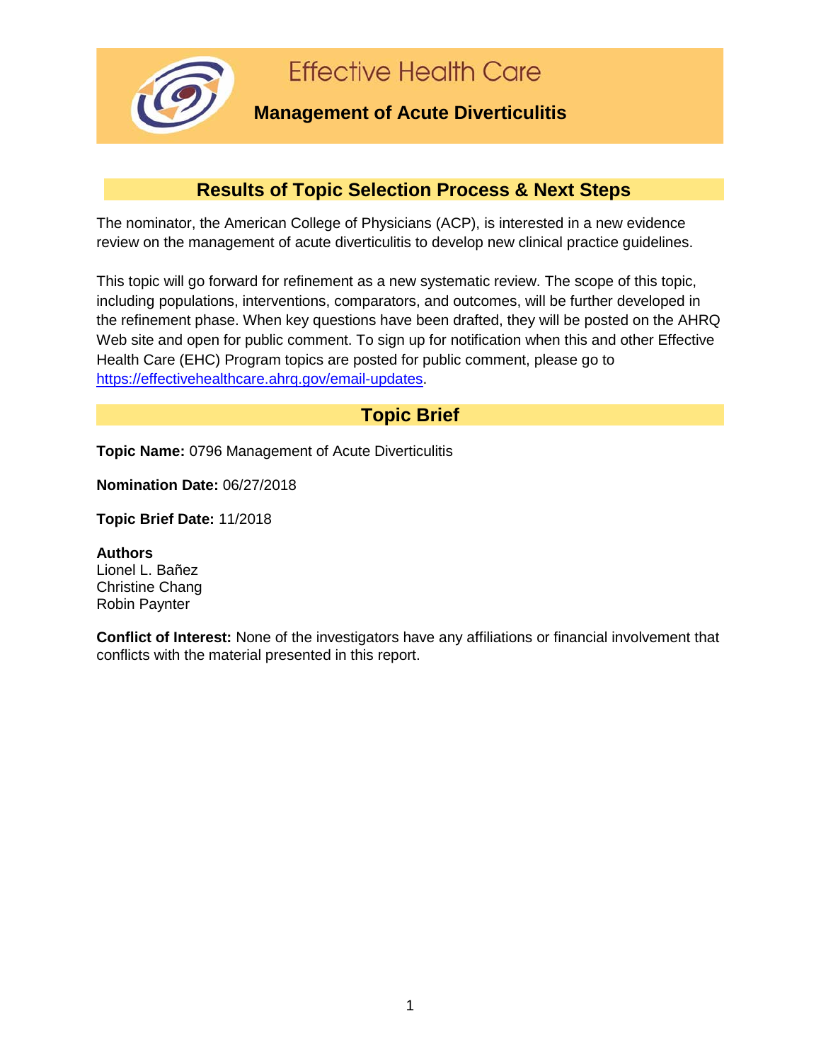# Effective Health Care

## Management of Acute Diverticulitis

## Results of Topic Selection Process & Next Steps

The nominator, the American College of Physicians (ACP), is interested in a new evidence review on the management of acute diverticulitis to develop new clinical practice guidelines.

This topic will go forward for refinement as a new systematic review. The scope of this topic, including populations, interventions, comparators, and outcomes, will be further developed in the refinement phase. When key questions have been drafted, they will be posted on the AHRQ Web site and open for public comment. To sign up for notification when this and other Effective Health Care (EHC) Program topics are posted for public comment, please go to https://effectivehealthcare.ahrq.gov/email-updates.

## Topic Brief

**Topic Name:** 0796 Management of Acute Diverticulitis

**Nomination Date:** 06/27/2018

**Topic Brief Date:** 11/2018

**Authors**
Lionel L. Bañez
Christine Chang
Robin Paynter

**Conflict of Interest:** None of the investigators have any affiliations or financial involvement that conflicts with the material presented in this report.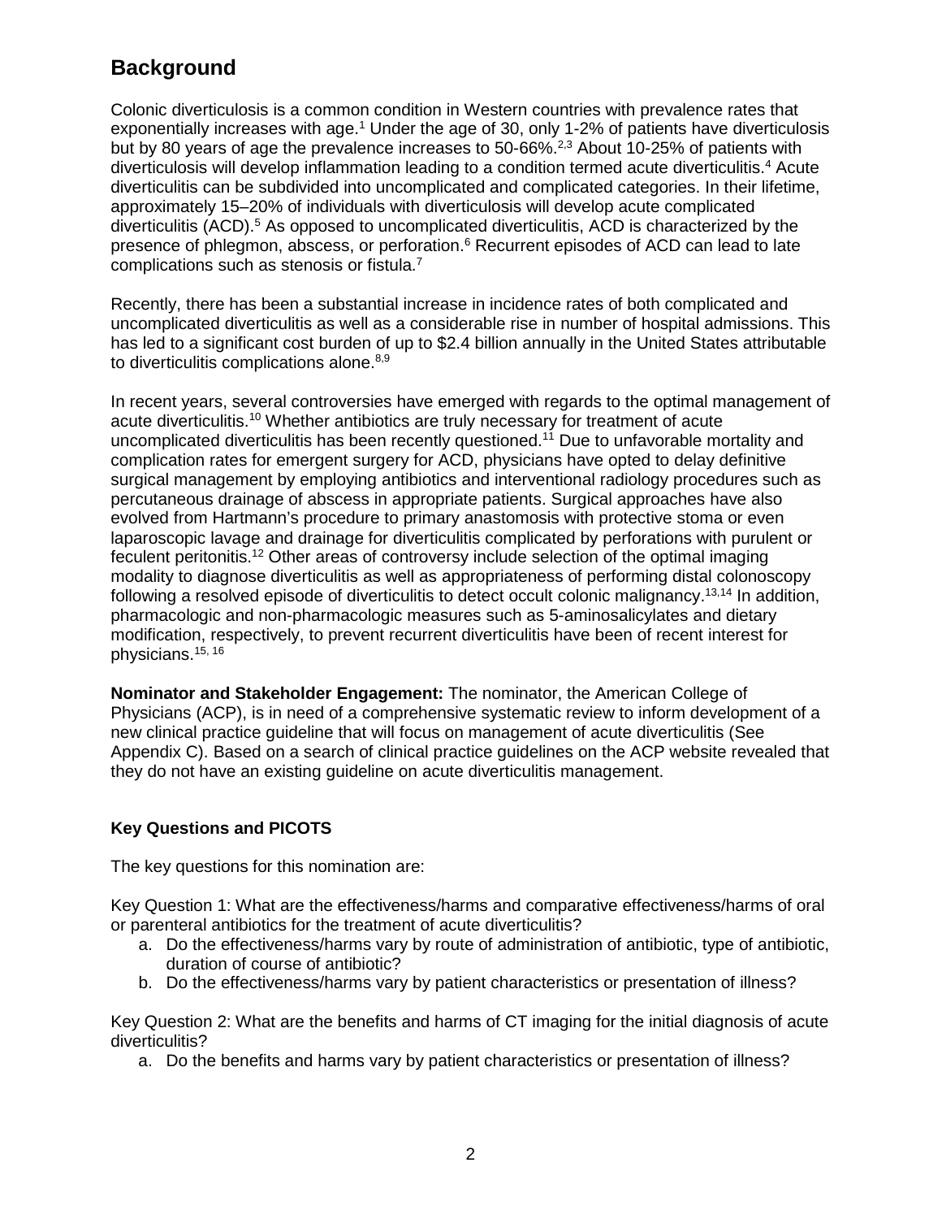## Background

Colonic diverticulosis is a common condition in Western countries with prevalence rates that exponentially increases with age.[1] Under the age of 30, only 1-2% of patients have diverticulosis but by 80 years of age the prevalence increases to 50-66%.[2,3] About 10-25% of patients with diverticulosis will develop inflammation leading to a condition termed acute diverticulitis.[4] Acute diverticulitis can be subdivided into uncomplicated and complicated categories. In their lifetime, approximately 15–20% of individuals with diverticulosis will develop acute complicated diverticulitis (ACD).[5] As opposed to uncomplicated diverticulitis, ACD is characterized by the presence of phlegmon, abscess, or perforation.[6] Recurrent episodes of ACD can lead to late complications such as stenosis or fistula.[7]

Recently, there has been a substantial increase in incidence rates of both complicated and uncomplicated diverticulitis as well as a considerable rise in number of hospital admissions. This has led to a significant cost burden of up to $2.4 billion annually in the United States attributable to diverticulitis complications alone.[8,9]

In recent years, several controversies have emerged with regards to the optimal management of acute diverticulitis.[10] Whether antibiotics are truly necessary for treatment of acute uncomplicated diverticulitis has been recently questioned.[11] Due to unfavorable mortality and complication rates for emergent surgery for ACD, physicians have opted to delay definitive surgical management by employing antibiotics and interventional radiology procedures such as percutaneous drainage of abscess in appropriate patients. Surgical approaches have also evolved from Hartmann's procedure to primary anastomosis with protective stoma or even laparoscopic lavage and drainage for diverticulitis complicated by perforations with purulent or feculent peritonitis.[12] Other areas of controversy include selection of the optimal imaging modality to diagnose diverticulitis as well as appropriateness of performing distal colonoscopy following a resolved episode of diverticulitis to detect occult colonic malignancy.[13,14] In addition, pharmacologic and non-pharmacologic measures such as 5-aminosalicylates and dietary modification, respectively, to prevent recurrent diverticulitis have been of recent interest for physicians.[15, 16]

**Nominator and Stakeholder Engagement:** The nominator, the American College of Physicians (ACP), is in need of a comprehensive systematic review to inform development of a new clinical practice guideline that will focus on management of acute diverticulitis (See Appendix C). Based on a search of clinical practice guidelines on the ACP website revealed that they do not have an existing guideline on acute diverticulitis management.

**Key Questions and PICOTS**

The key questions for this nomination are:

Key Question 1: What are the effectiveness/harms and comparative effectiveness/harms of oral or parenteral antibiotics for the treatment of acute diverticulitis?

a. Do the effectiveness/harms vary by route of administration of antibiotic, type of antibiotic, duration of course of antibiotic?
b. Do the effectiveness/harms vary by patient characteristics or presentation of illness?

Key Question 2: What are the benefits and harms of CT imaging for the initial diagnosis of acute diverticulitis?

a. Do the benefits and harms vary by patient characteristics or presentation of illness?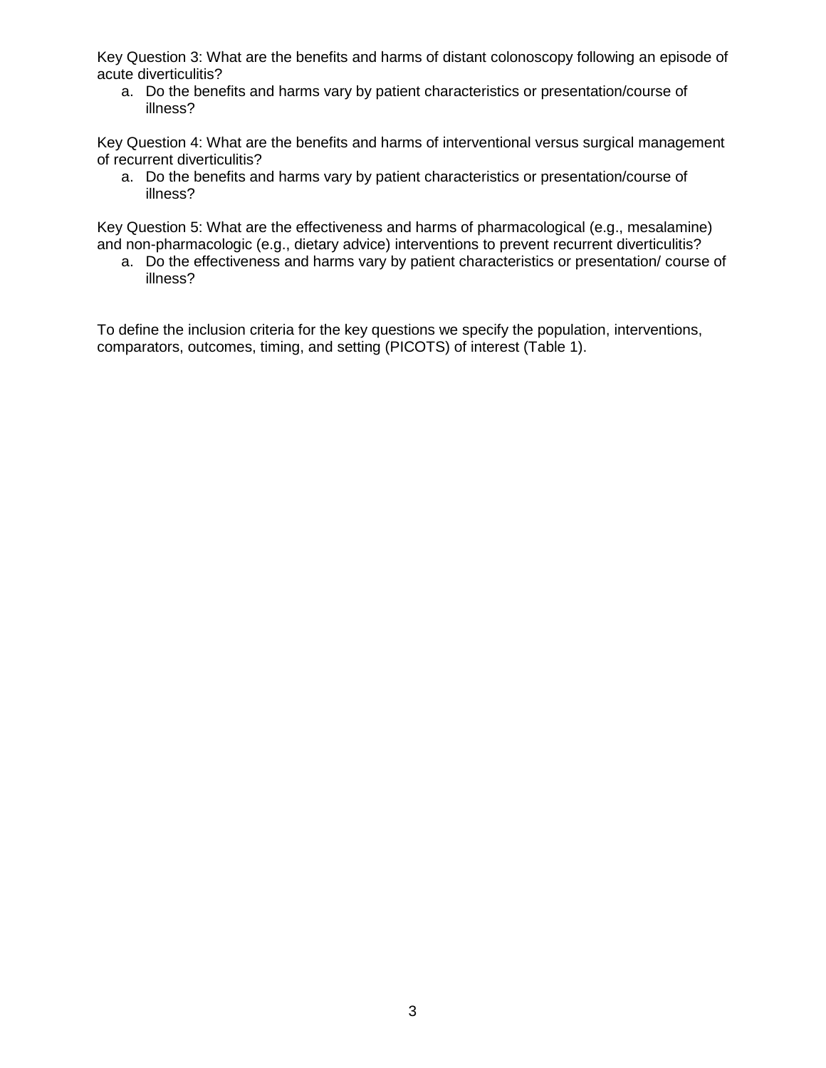Key Question 3: What are the benefits and harms of distant colonoscopy following an episode of acute diverticulitis?

a. Do the benefits and harms vary by patient characteristics or presentation/course of illness?

Key Question 4: What are the benefits and harms of interventional versus surgical management of recurrent diverticulitis?

a. Do the benefits and harms vary by patient characteristics or presentation/course of illness?

Key Question 5: What are the effectiveness and harms of pharmacological (e.g., mesalamine) and non-pharmacologic (e.g., dietary advice) interventions to prevent recurrent diverticulitis?

a. Do the effectiveness and harms vary by patient characteristics or presentation/ course of illness?

To define the inclusion criteria for the key questions we specify the population, interventions, comparators, outcomes, timing, and setting (PICOTS) of interest (Table 1).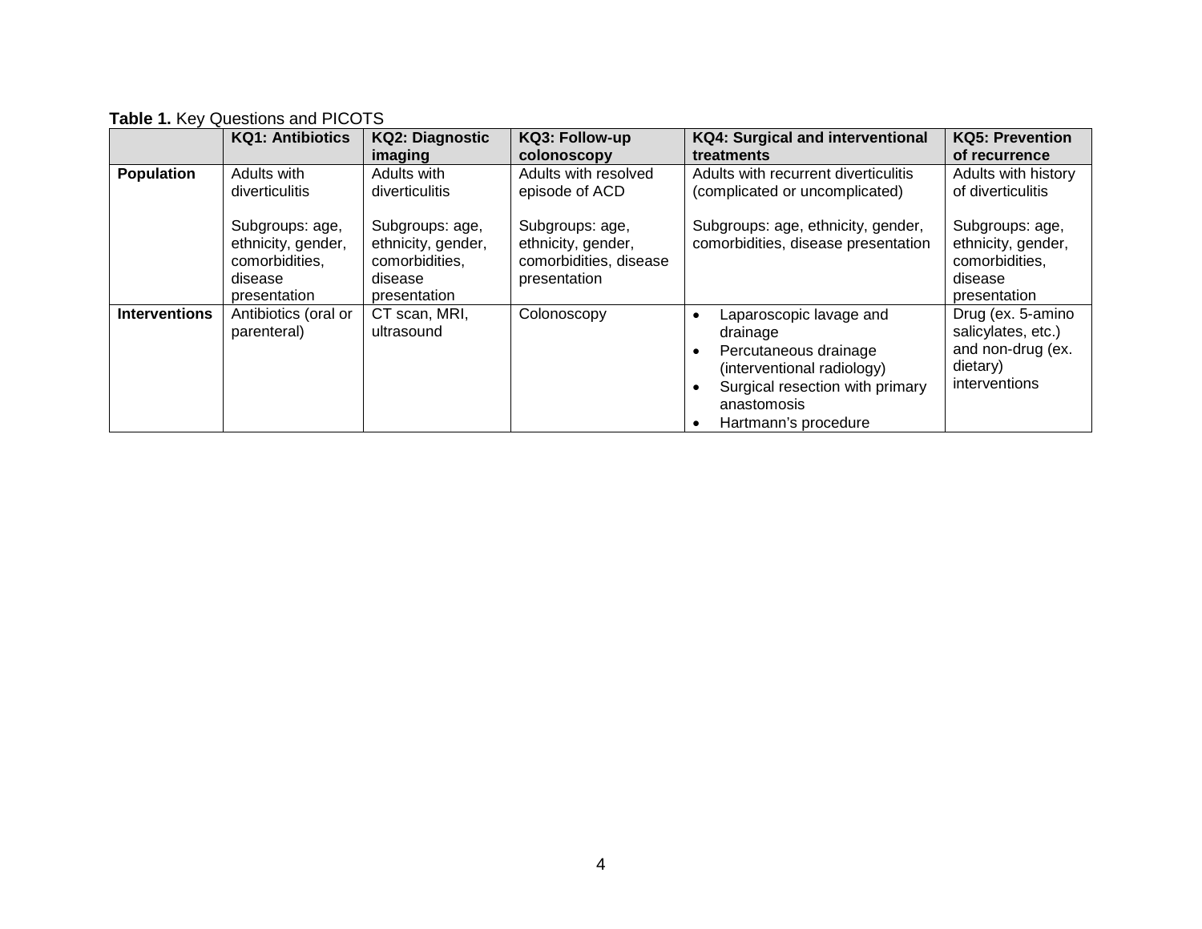**Table 1.** Key Questions and PICOTS

| | KQ1: Antibiotics | KQ2: Diagnostic imaging | KQ3: Follow-up colonoscopy | KQ4: Surgical and interventional treatments | KQ5: Prevention of recurrence |
|---|---|---|---|---|---|
| **Population** | Adults with diverticulitis<br><br>Subgroups: age, ethnicity, gender, comorbidities, disease presentation | Adults with diverticulitis<br><br>Subgroups: age, ethnicity, gender, comorbidities, disease presentation | Adults with resolved episode of ACD<br><br>Subgroups: age, ethnicity, gender, comorbidities, disease presentation | Adults with recurrent diverticulitis (complicated or uncomplicated)<br><br>Subgroups: age, ethnicity, gender, comorbidities, disease presentation | Adults with history of diverticulitis<br><br>Subgroups: age, ethnicity, gender, comorbidities, disease presentation |
| **Interventions** | Antibiotics (oral or parenteral) | CT scan, MRI, ultrasound | Colonoscopy | • Laparoscopic lavage and drainage<br>• Percutaneous drainage (interventional radiology)<br>• Surgical resection with primary anastomosis<br>• Hartmann's procedure | Drug (ex. 5-amino salicylates, etc.) and non-drug (ex. dietary) interventions |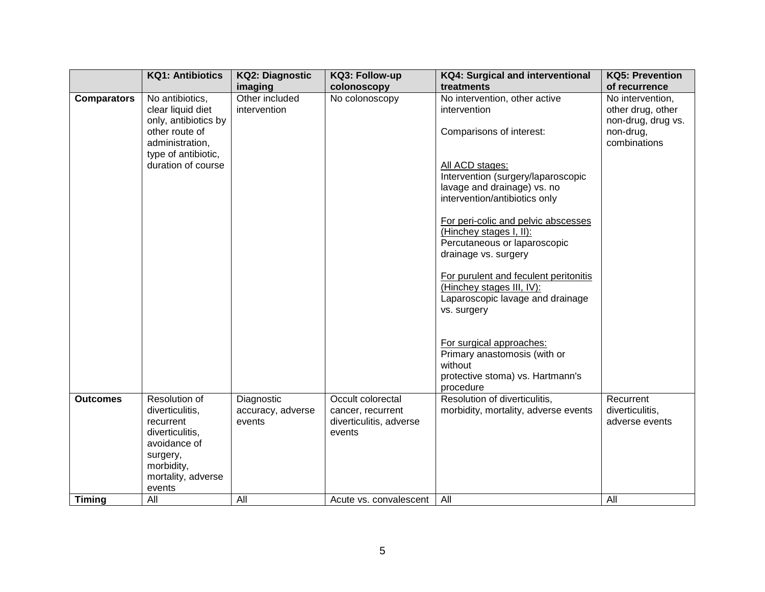| | KQ1: Antibiotics | KQ2: Diagnostic imaging | KQ3: Follow-up colonoscopy | KQ4: Surgical and interventional treatments | KQ5: Prevention of recurrence |
|---|---|---|---|---|---|
| **Comparators** | No antibiotics, clear liquid diet only, antibiotics by other route of administration, type of antibiotic, duration of course | Other included intervention | No colonoscopy | No intervention, other active intervention<br><br>Comparisons of interest:<br><br>All ACD stages:<br>Intervention (surgery/laparoscopic lavage and drainage) vs. no intervention/antibiotics only<br><br>For peri-colic and pelvic abscesses (Hinchey stages I, II):<br>Percutaneous or laparoscopic drainage vs. surgery<br><br>For purulent and feculent peritonitis (Hinchey stages III, IV):<br>Laparoscopic lavage and drainage vs. surgery<br><br>For surgical approaches:<br>Primary anastomosis (with or without protective stoma) vs. Hartmann's procedure | No intervention, other drug, other non-drug, drug vs. non-drug, combinations |
| **Outcomes** | Resolution of diverticulitis, recurrent diverticulitis, avoidance of surgery, morbidity, mortality, adverse events | Diagnostic accuracy, adverse events | Occult colorectal cancer, recurrent diverticulitis, adverse events | Resolution of diverticulitis, morbidity, mortality, adverse events | Recurrent diverticulitis, adverse events |
| **Timing** | All | All | Acute vs. convalescent | All | All |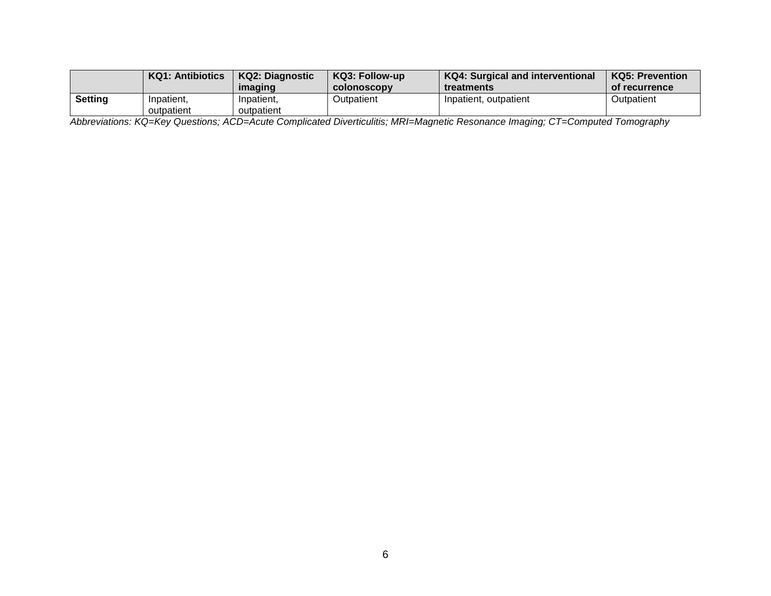| | KQ1: Antibiotics | KQ2: Diagnostic imaging | KQ3: Follow-up colonoscopy | KQ4: Surgical and interventional treatments | KQ5: Prevention of recurrence |
|---|---|---|---|---|---|
| **Setting** | Inpatient, outpatient | Inpatient, outpatient | Outpatient | Inpatient, outpatient | Outpatient |

*Abbreviations: KQ=Key Questions; ACD=Acute Complicated Diverticulitis; MRI=Magnetic Resonance Imaging; CT=Computed Tomography*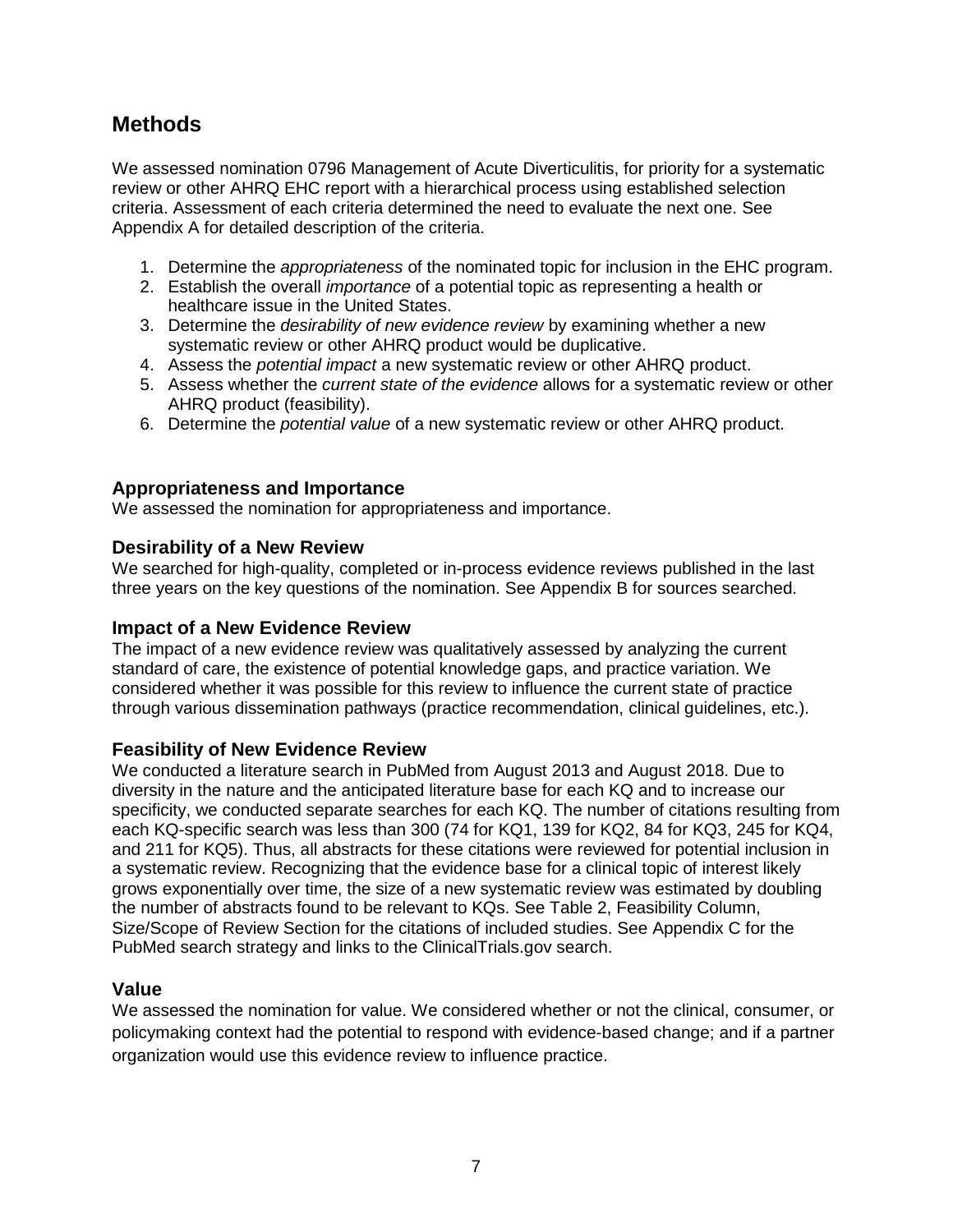## Methods

We assessed nomination 0796 Management of Acute Diverticulitis, for priority for a systematic review or other AHRQ EHC report with a hierarchical process using established selection criteria. Assessment of each criteria determined the need to evaluate the next one. See Appendix A for detailed description of the criteria.

1. Determine the *appropriateness* of the nominated topic for inclusion in the EHC program.
2. Establish the overall *importance* of a potential topic as representing a health or healthcare issue in the United States.
3. Determine the *desirability of new evidence review* by examining whether a new systematic review or other AHRQ product would be duplicative.
4. Assess the *potential impact* a new systematic review or other AHRQ product.
5. Assess whether the *current state of the evidence* allows for a systematic review or other AHRQ product (feasibility).
6. Determine the *potential value* of a new systematic review or other AHRQ product.

### Appropriateness and Importance

We assessed the nomination for appropriateness and importance.

### Desirability of a New Review

We searched for high-quality, completed or in-process evidence reviews published in the last three years on the key questions of the nomination. See Appendix B for sources searched.

### Impact of a New Evidence Review

The impact of a new evidence review was qualitatively assessed by analyzing the current standard of care, the existence of potential knowledge gaps, and practice variation. We considered whether it was possible for this review to influence the current state of practice through various dissemination pathways (practice recommendation, clinical guidelines, etc.).

### Feasibility of New Evidence Review

We conducted a literature search in PubMed from August 2013 and August 2018. Due to diversity in the nature and the anticipated literature base for each KQ and to increase our specificity, we conducted separate searches for each KQ. The number of citations resulting from each KQ-specific search was less than 300 (74 for KQ1, 139 for KQ2, 84 for KQ3, 245 for KQ4, and 211 for KQ5). Thus, all abstracts for these citations were reviewed for potential inclusion in a systematic review. Recognizing that the evidence base for a clinical topic of interest likely grows exponentially over time, the size of a new systematic review was estimated by doubling the number of abstracts found to be relevant to KQs. See Table 2, Feasibility Column, Size/Scope of Review Section for the citations of included studies. See Appendix C for the PubMed search strategy and links to the ClinicalTrials.gov search.

### Value

We assessed the nomination for value. We considered whether or not the clinical, consumer, or policymaking context had the potential to respond with evidence-based change; and if a partner organization would use this evidence review to influence practice.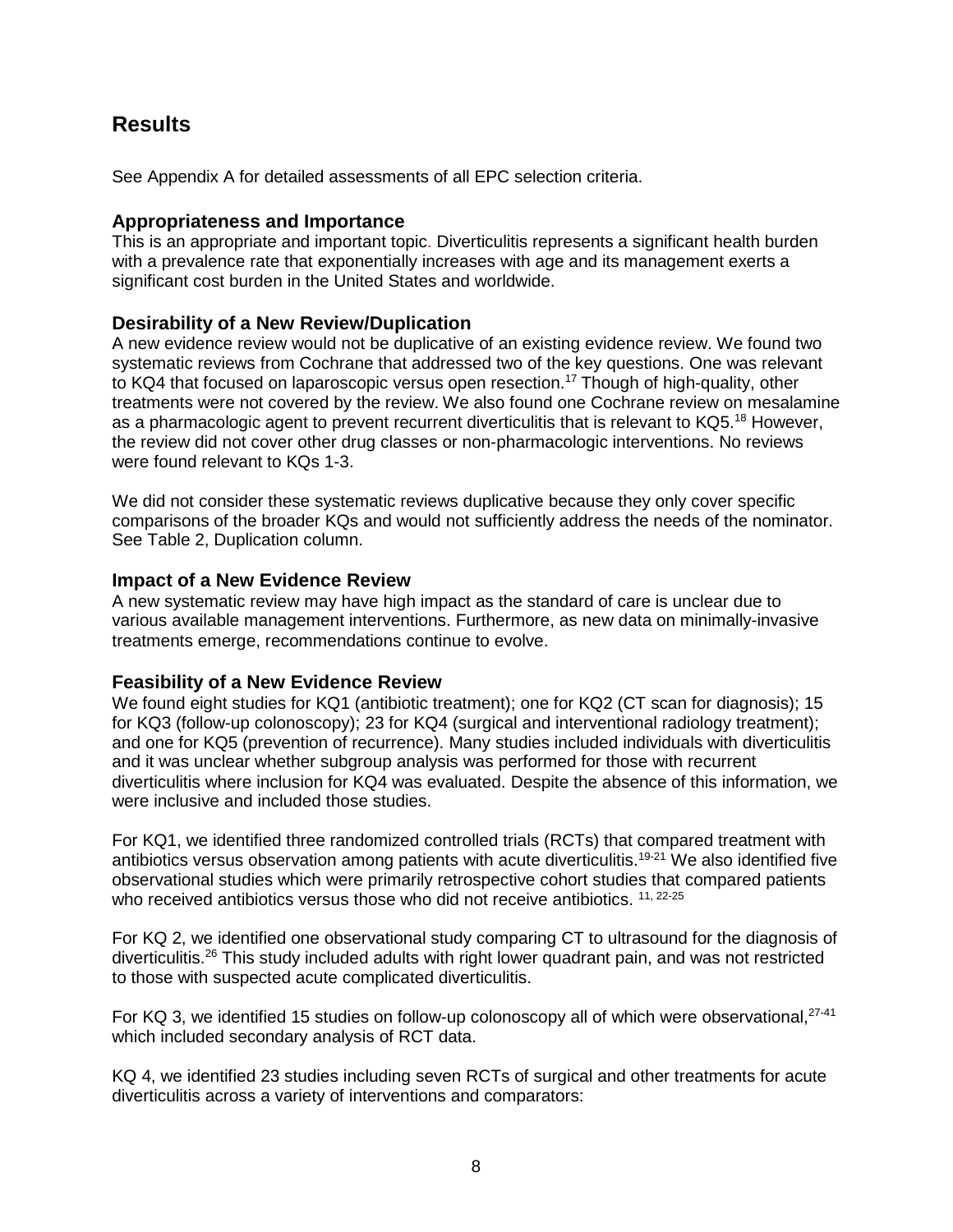# Results

See Appendix A for detailed assessments of all EPC selection criteria.

## Appropriateness and Importance

This is an appropriate and important topic. Diverticulitis represents a significant health burden with a prevalence rate that exponentially increases with age and its management exerts a significant cost burden in the United States and worldwide.

## Desirability of a New Review/Duplication

A new evidence review would not be duplicative of an existing evidence review. We found two systematic reviews from Cochrane that addressed two of the key questions. One was relevant to KQ4 that focused on laparoscopic versus open resection.[17] Though of high-quality, other treatments were not covered by the review. We also found one Cochrane review on mesalamine as a pharmacologic agent to prevent recurrent diverticulitis that is relevant to KQ5.[18] However, the review did not cover other drug classes or non-pharmacologic interventions. No reviews were found relevant to KQs 1-3.

We did not consider these systematic reviews duplicative because they only cover specific comparisons of the broader KQs and would not sufficiently address the needs of the nominator. See Table 2, Duplication column.

## Impact of a New Evidence Review

A new systematic review may have high impact as the standard of care is unclear due to various available management interventions. Furthermore, as new data on minimally-invasive treatments emerge, recommendations continue to evolve.

## Feasibility of a New Evidence Review

We found eight studies for KQ1 (antibiotic treatment); one for KQ2 (CT scan for diagnosis); 15 for KQ3 (follow-up colonoscopy); 23 for KQ4 (surgical and interventional radiology treatment); and one for KQ5 (prevention of recurrence). Many studies included individuals with diverticulitis and it was unclear whether subgroup analysis was performed for those with recurrent diverticulitis where inclusion for KQ4 was evaluated. Despite the absence of this information, we were inclusive and included those studies.

For KQ1, we identified three randomized controlled trials (RCTs) that compared treatment with antibiotics versus observation among patients with acute diverticulitis.[19-21] We also identified five observational studies which were primarily retrospective cohort studies that compared patients who received antibiotics versus those who did not receive antibiotics. [11, 22-25]

For KQ 2, we identified one observational study comparing CT to ultrasound for the diagnosis of diverticulitis.[26] This study included adults with right lower quadrant pain, and was not restricted to those with suspected acute complicated diverticulitis.

For KQ 3, we identified 15 studies on follow-up colonoscopy all of which were observational,[27-41] which included secondary analysis of RCT data.

KQ 4, we identified 23 studies including seven RCTs of surgical and other treatments for acute diverticulitis across a variety of interventions and comparators: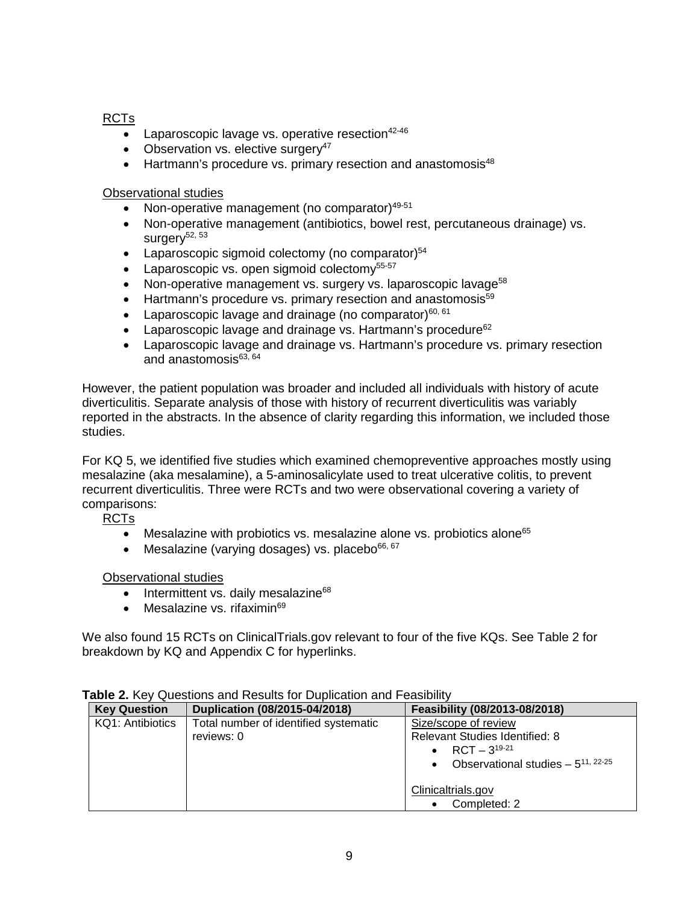RCTs

- Laparoscopic lavage vs. operative resection[42-46]
- Observation vs. elective surgery[47]
- Hartmann's procedure vs. primary resection and anastomosis[48]

Observational studies

- Non-operative management (no comparator)[49-51]
- Non-operative management (antibiotics, bowel rest, percutaneous drainage) vs. surgery[52, 53]
- Laparoscopic sigmoid colectomy (no comparator)[54]
- Laparoscopic vs. open sigmoid colectomy[55-57]
- Non-operative management vs. surgery vs. laparoscopic lavage[58]
- Hartmann's procedure vs. primary resection and anastomosis[59]
- Laparoscopic lavage and drainage (no comparator)[60, 61]
- Laparoscopic lavage and drainage vs. Hartmann's procedure[62]
- Laparoscopic lavage and drainage vs. Hartmann's procedure vs. primary resection and anastomosis[63, 64]

However, the patient population was broader and included all individuals with history of acute diverticulitis. Separate analysis of those with history of recurrent diverticulitis was variably reported in the abstracts. In the absence of clarity regarding this information, we included those studies.

For KQ 5, we identified five studies which examined chemopreventive approaches mostly using mesalazine (aka mesalamine), a 5-aminosalicylate used to treat ulcerative colitis, to prevent recurrent diverticulitis. Three were RCTs and two were observational covering a variety of comparisons:

RCTs

- Mesalazine with probiotics vs. mesalazine alone vs. probiotics alone[65]
- Mesalazine (varying dosages) vs. placebo[66, 67]

Observational studies

- Intermittent vs. daily mesalazine[68]
- Mesalazine vs. rifaximin[69]

We also found 15 RCTs on ClinicalTrials.gov relevant to four of the five KQs. See Table 2 for breakdown by KQ and Appendix C for hyperlinks.

**Table 2.** Key Questions and Results for Duplication and Feasibility

| Key Question | Duplication (08/2015-04/2018) | Feasibility (08/2013-08/2018) |
|---|---|---|
| KQ1: Antibiotics | Total number of identified systematic reviews: 0 | Size/scope of review<br>Relevant Studies Identified: 8<br>• RCT – 3[19-21]<br>• Observational studies – 5[11, 22-25]<br><br>Clinicaltrials.gov<br>• Completed: 2 |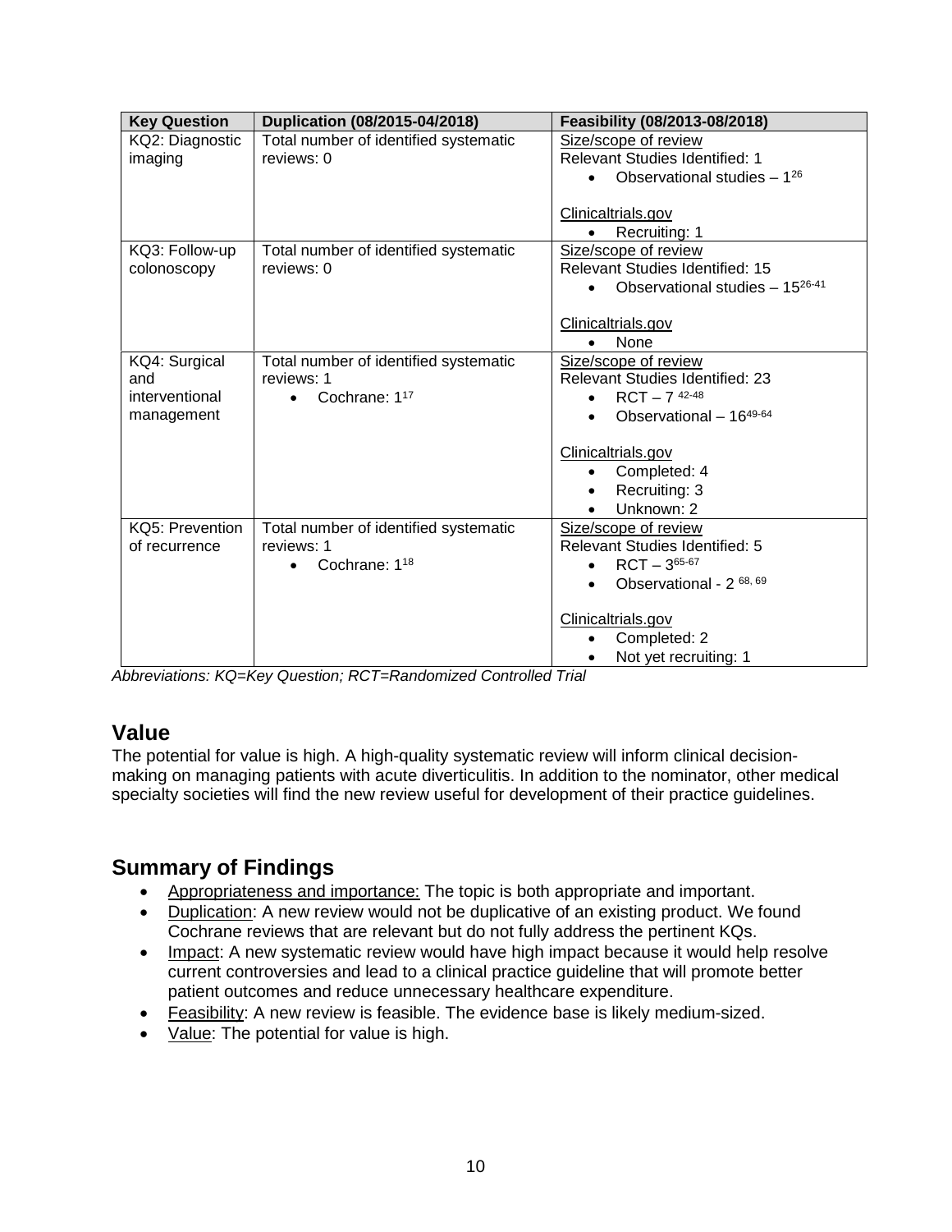| Key Question | Duplication (08/2015-04/2018) | Feasibility (08/2013-08/2018) |
| --- | --- | --- |
| KQ2: Diagnostic imaging | Total number of identified systematic reviews: 0 | Size/scope of review<br>Relevant Studies Identified: 1<br>• Observational studies – 1[26]<br><br>Clinicaltrials.gov<br>• Recruiting: 1 |
| KQ3: Follow-up colonoscopy | Total number of identified systematic reviews: 0 | Size/scope of review<br>Relevant Studies Identified: 15<br>• Observational studies – 15[26-41]<br><br>Clinicaltrials.gov<br>• None |
| KQ4: Surgical and interventional management | Total number of identified systematic reviews: 1<br>• Cochrane: 1[17] | Size/scope of review<br>Relevant Studies Identified: 23<br>• RCT – 7 [42-48]<br>• Observational – 16[49-64]<br><br>Clinicaltrials.gov<br>• Completed: 4<br>• Recruiting: 3<br>• Unknown: 2 |
| KQ5: Prevention of recurrence | Total number of identified systematic reviews: 1<br>• Cochrane: 1[18] | Size/scope of review<br>Relevant Studies Identified: 5<br>• RCT – 3[65-67]<br>• Observational - 2 [68, 69]<br><br>Clinicaltrials.gov<br>• Completed: 2<br>• Not yet recruiting: 1 |

*Abbreviations: KQ=Key Question; RCT=Randomized Controlled Trial*

## Value

The potential for value is high. A high-quality systematic review will inform clinical decision-making on managing patients with acute diverticulitis. In addition to the nominator, other medical specialty societies will find the new review useful for development of their practice guidelines.

## Summary of Findings

- Appropriateness and importance: The topic is both appropriate and important.
- Duplication: A new review would not be duplicative of an existing product. We found Cochrane reviews that are relevant but do not fully address the pertinent KQs.
- Impact: A new systematic review would have high impact because it would help resolve current controversies and lead to a clinical practice guideline that will promote better patient outcomes and reduce unnecessary healthcare expenditure.
- Feasibility: A new review is feasible. The evidence base is likely medium-sized.
- Value: The potential for value is high.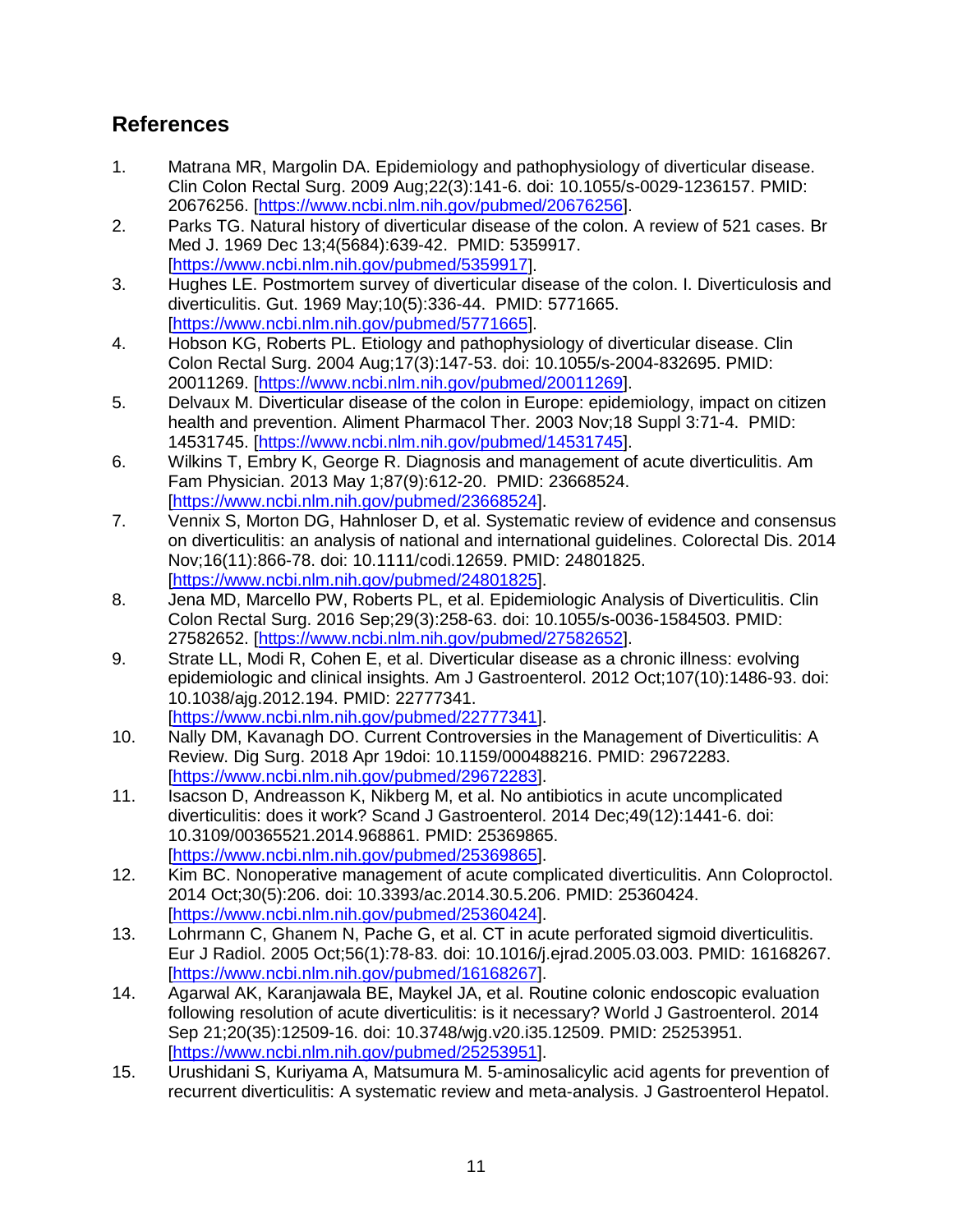## References

1. Matrana MR, Margolin DA. Epidemiology and pathophysiology of diverticular disease. Clin Colon Rectal Surg. 2009 Aug;22(3):141-6. doi: 10.1055/s-0029-1236157. PMID: 20676256. [https://www.ncbi.nlm.nih.gov/pubmed/20676256].
2. Parks TG. Natural history of diverticular disease of the colon. A review of 521 cases. Br Med J. 1969 Dec 13;4(5684):639-42. PMID: 5359917. [https://www.ncbi.nlm.nih.gov/pubmed/5359917].
3. Hughes LE. Postmortem survey of diverticular disease of the colon. I. Diverticulosis and diverticulitis. Gut. 1969 May;10(5):336-44. PMID: 5771665. [https://www.ncbi.nlm.nih.gov/pubmed/5771665].
4. Hobson KG, Roberts PL. Etiology and pathophysiology of diverticular disease. Clin Colon Rectal Surg. 2004 Aug;17(3):147-53. doi: 10.1055/s-2004-832695. PMID: 20011269. [https://www.ncbi.nlm.nih.gov/pubmed/20011269].
5. Delvaux M. Diverticular disease of the colon in Europe: epidemiology, impact on citizen health and prevention. Aliment Pharmacol Ther. 2003 Nov;18 Suppl 3:71-4. PMID: 14531745. [https://www.ncbi.nlm.nih.gov/pubmed/14531745].
6. Wilkins T, Embry K, George R. Diagnosis and management of acute diverticulitis. Am Fam Physician. 2013 May 1;87(9):612-20. PMID: 23668524. [https://www.ncbi.nlm.nih.gov/pubmed/23668524].
7. Vennix S, Morton DG, Hahnloser D, et al. Systematic review of evidence and consensus on diverticulitis: an analysis of national and international guidelines. Colorectal Dis. 2014 Nov;16(11):866-78. doi: 10.1111/codi.12659. PMID: 24801825. [https://www.ncbi.nlm.nih.gov/pubmed/24801825].
8. Jena MD, Marcello PW, Roberts PL, et al. Epidemiologic Analysis of Diverticulitis. Clin Colon Rectal Surg. 2016 Sep;29(3):258-63. doi: 10.1055/s-0036-1584503. PMID: 27582652. [https://www.ncbi.nlm.nih.gov/pubmed/27582652].
9. Strate LL, Modi R, Cohen E, et al. Diverticular disease as a chronic illness: evolving epidemiologic and clinical insights. Am J Gastroenterol. 2012 Oct;107(10):1486-93. doi: 10.1038/ajg.2012.194. PMID: 22777341. [https://www.ncbi.nlm.nih.gov/pubmed/22777341].
10. Nally DM, Kavanagh DO. Current Controversies in the Management of Diverticulitis: A Review. Dig Surg. 2018 Apr 19doi: 10.1159/000488216. PMID: 29672283. [https://www.ncbi.nlm.nih.gov/pubmed/29672283].
11. Isacson D, Andreasson K, Nikberg M, et al. No antibiotics in acute uncomplicated diverticulitis: does it work? Scand J Gastroenterol. 2014 Dec;49(12):1441-6. doi: 10.3109/00365521.2014.968861. PMID: 25369865. [https://www.ncbi.nlm.nih.gov/pubmed/25369865].
12. Kim BC. Nonoperative management of acute complicated diverticulitis. Ann Coloproctol. 2014 Oct;30(5):206. doi: 10.3393/ac.2014.30.5.206. PMID: 25360424. [https://www.ncbi.nlm.nih.gov/pubmed/25360424].
13. Lohrmann C, Ghanem N, Pache G, et al. CT in acute perforated sigmoid diverticulitis. Eur J Radiol. 2005 Oct;56(1):78-83. doi: 10.1016/j.ejrad.2005.03.003. PMID: 16168267. [https://www.ncbi.nlm.nih.gov/pubmed/16168267].
14. Agarwal AK, Karanjawala BE, Maykel JA, et al. Routine colonic endoscopic evaluation following resolution of acute diverticulitis: is it necessary? World J Gastroenterol. 2014 Sep 21;20(35):12509-16. doi: 10.3748/wjg.v20.i35.12509. PMID: 25253951. [https://www.ncbi.nlm.nih.gov/pubmed/25253951].
15. Urushidani S, Kuriyama A, Matsumura M. 5-aminosalicylic acid agents for prevention of recurrent diverticulitis: A systematic review and meta-analysis. J Gastroenterol Hepatol.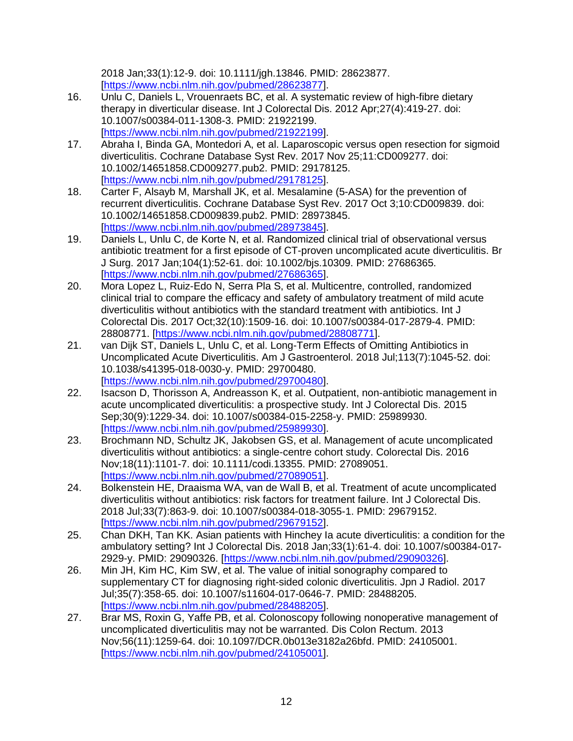2018 Jan;33(1):12-9. doi: 10.1111/jgh.13846. PMID: 28623877. [https://www.ncbi.nlm.nih.gov/pubmed/28623877].

16. Unlu C, Daniels L, Vrouenraets BC, et al. A systematic review of high-fibre dietary therapy in diverticular disease. Int J Colorectal Dis. 2012 Apr;27(4):419-27. doi: 10.1007/s00384-011-1308-3. PMID: 21922199. [https://www.ncbi.nlm.nih.gov/pubmed/21922199].
17. Abraha I, Binda GA, Montedori A, et al. Laparoscopic versus open resection for sigmoid diverticulitis. Cochrane Database Syst Rev. 2017 Nov 25;11:CD009277. doi: 10.1002/14651858.CD009277.pub2. PMID: 29178125. [https://www.ncbi.nlm.nih.gov/pubmed/29178125].
18. Carter F, Alsayb M, Marshall JK, et al. Mesalamine (5-ASA) for the prevention of recurrent diverticulitis. Cochrane Database Syst Rev. 2017 Oct 3;10:CD009839. doi: 10.1002/14651858.CD009839.pub2. PMID: 28973845. [https://www.ncbi.nlm.nih.gov/pubmed/28973845].
19. Daniels L, Unlu C, de Korte N, et al. Randomized clinical trial of observational versus antibiotic treatment for a first episode of CT-proven uncomplicated acute diverticulitis. Br J Surg. 2017 Jan;104(1):52-61. doi: 10.1002/bjs.10309. PMID: 27686365. [https://www.ncbi.nlm.nih.gov/pubmed/27686365].
20. Mora Lopez L, Ruiz-Edo N, Serra Pla S, et al. Multicentre, controlled, randomized clinical trial to compare the efficacy and safety of ambulatory treatment of mild acute diverticulitis without antibiotics with the standard treatment with antibiotics. Int J Colorectal Dis. 2017 Oct;32(10):1509-16. doi: 10.1007/s00384-017-2879-4. PMID: 28808771. [https://www.ncbi.nlm.nih.gov/pubmed/28808771].
21. van Dijk ST, Daniels L, Unlu C, et al. Long-Term Effects of Omitting Antibiotics in Uncomplicated Acute Diverticulitis. Am J Gastroenterol. 2018 Jul;113(7):1045-52. doi: 10.1038/s41395-018-0030-y. PMID: 29700480. [https://www.ncbi.nlm.nih.gov/pubmed/29700480].
22. Isacson D, Thorisson A, Andreasson K, et al. Outpatient, non-antibiotic management in acute uncomplicated diverticulitis: a prospective study. Int J Colorectal Dis. 2015 Sep;30(9):1229-34. doi: 10.1007/s00384-015-2258-y. PMID: 25989930. [https://www.ncbi.nlm.nih.gov/pubmed/25989930].
23. Brochmann ND, Schultz JK, Jakobsen GS, et al. Management of acute uncomplicated diverticulitis without antibiotics: a single-centre cohort study. Colorectal Dis. 2016 Nov;18(11):1101-7. doi: 10.1111/codi.13355. PMID: 27089051. [https://www.ncbi.nlm.nih.gov/pubmed/27089051].
24. Bolkenstein HE, Draaisma WA, van de Wall B, et al. Treatment of acute uncomplicated diverticulitis without antibiotics: risk factors for treatment failure. Int J Colorectal Dis. 2018 Jul;33(7):863-9. doi: 10.1007/s00384-018-3055-1. PMID: 29679152. [https://www.ncbi.nlm.nih.gov/pubmed/29679152].
25. Chan DKH, Tan KK. Asian patients with Hinchey Ia acute diverticulitis: a condition for the ambulatory setting? Int J Colorectal Dis. 2018 Jan;33(1):61-4. doi: 10.1007/s00384-017-2929-y. PMID: 29090326. [https://www.ncbi.nlm.nih.gov/pubmed/29090326].
26. Min JH, Kim HC, Kim SW, et al. The value of initial sonography compared to supplementary CT for diagnosing right-sided colonic diverticulitis. Jpn J Radiol. 2017 Jul;35(7):358-65. doi: 10.1007/s11604-017-0646-7. PMID: 28488205. [https://www.ncbi.nlm.nih.gov/pubmed/28488205].
27. Brar MS, Roxin G, Yaffe PB, et al. Colonoscopy following nonoperative management of uncomplicated diverticulitis may not be warranted. Dis Colon Rectum. 2013 Nov;56(11):1259-64. doi: 10.1097/DCR.0b013e3182a26bfd. PMID: 24105001. [https://www.ncbi.nlm.nih.gov/pubmed/24105001].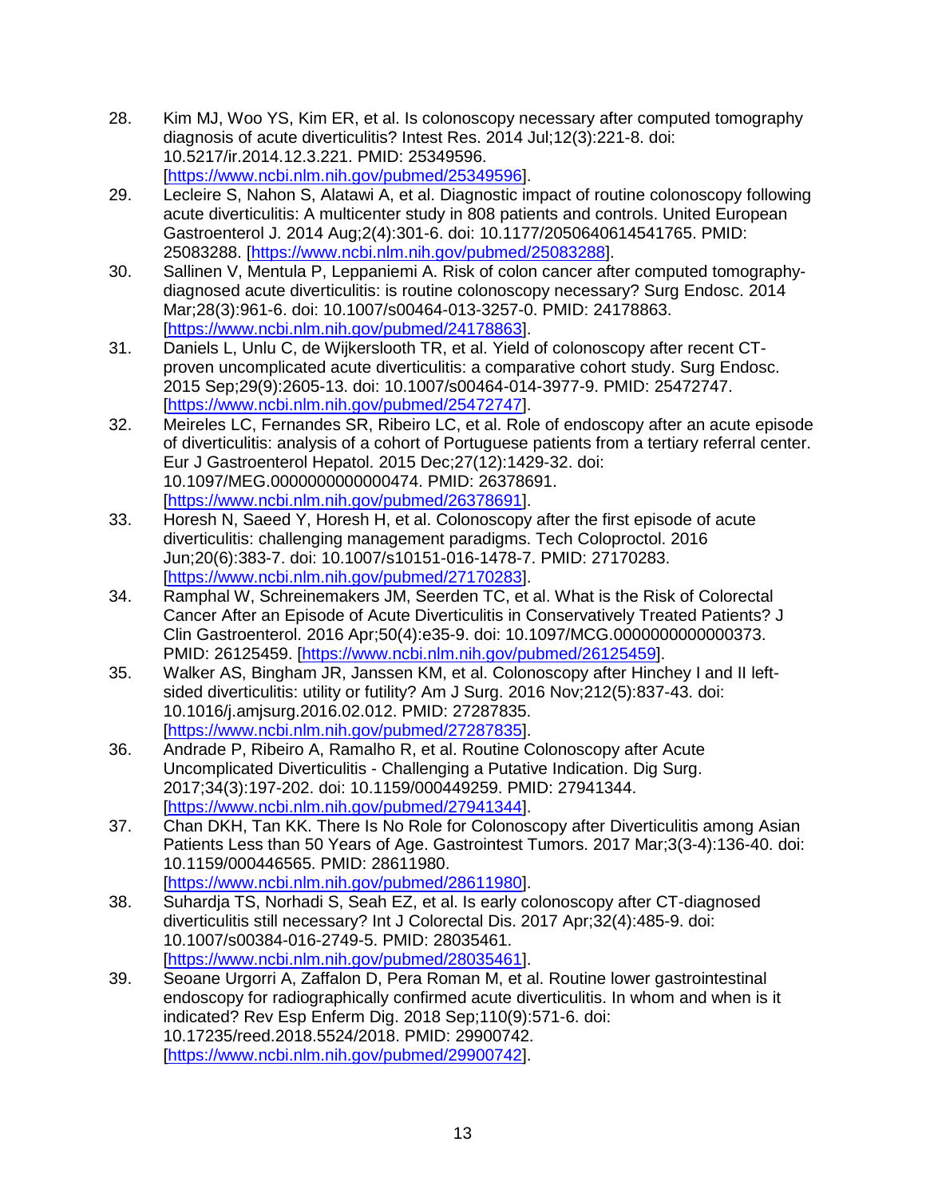28. Kim MJ, Woo YS, Kim ER, et al. Is colonoscopy necessary after computed tomography diagnosis of acute diverticulitis? Intest Res. 2014 Jul;12(3):221-8. doi: 10.5217/ir.2014.12.3.221. PMID: 25349596. [https://www.ncbi.nlm.nih.gov/pubmed/25349596].
29. Lecleire S, Nahon S, Alatawi A, et al. Diagnostic impact of routine colonoscopy following acute diverticulitis: A multicenter study in 808 patients and controls. United European Gastroenterol J. 2014 Aug;2(4):301-6. doi: 10.1177/2050640614541765. PMID: 25083288. [https://www.ncbi.nlm.nih.gov/pubmed/25083288].
30. Sallinen V, Mentula P, Leppaniemi A. Risk of colon cancer after computed tomography-diagnosed acute diverticulitis: is routine colonoscopy necessary? Surg Endosc. 2014 Mar;28(3):961-6. doi: 10.1007/s00464-013-3257-0. PMID: 24178863. [https://www.ncbi.nlm.nih.gov/pubmed/24178863].
31. Daniels L, Unlu C, de Wijkerslooth TR, et al. Yield of colonoscopy after recent CT-proven uncomplicated acute diverticulitis: a comparative cohort study. Surg Endosc. 2015 Sep;29(9):2605-13. doi: 10.1007/s00464-014-3977-9. PMID: 25472747. [https://www.ncbi.nlm.nih.gov/pubmed/25472747].
32. Meireles LC, Fernandes SR, Ribeiro LC, et al. Role of endoscopy after an acute episode of diverticulitis: analysis of a cohort of Portuguese patients from a tertiary referral center. Eur J Gastroenterol Hepatol. 2015 Dec;27(12):1429-32. doi: 10.1097/MEG.0000000000000474. PMID: 26378691. [https://www.ncbi.nlm.nih.gov/pubmed/26378691].
33. Horesh N, Saeed Y, Horesh H, et al. Colonoscopy after the first episode of acute diverticulitis: challenging management paradigms. Tech Coloproctol. 2016 Jun;20(6):383-7. doi: 10.1007/s10151-016-1478-7. PMID: 27170283. [https://www.ncbi.nlm.nih.gov/pubmed/27170283].
34. Ramphal W, Schreinemakers JM, Seerden TC, et al. What is the Risk of Colorectal Cancer After an Episode of Acute Diverticulitis in Conservatively Treated Patients? J Clin Gastroenterol. 2016 Apr;50(4):e35-9. doi: 10.1097/MCG.0000000000000373. PMID: 26125459. [https://www.ncbi.nlm.nih.gov/pubmed/26125459].
35. Walker AS, Bingham JR, Janssen KM, et al. Colonoscopy after Hinchey I and II left-sided diverticulitis: utility or futility? Am J Surg. 2016 Nov;212(5):837-43. doi: 10.1016/j.amjsurg.2016.02.012. PMID: 27287835. [https://www.ncbi.nlm.nih.gov/pubmed/27287835].
36. Andrade P, Ribeiro A, Ramalho R, et al. Routine Colonoscopy after Acute Uncomplicated Diverticulitis - Challenging a Putative Indication. Dig Surg. 2017;34(3):197-202. doi: 10.1159/000449259. PMID: 27941344. [https://www.ncbi.nlm.nih.gov/pubmed/27941344].
37. Chan DKH, Tan KK. There Is No Role for Colonoscopy after Diverticulitis among Asian Patients Less than 50 Years of Age. Gastrointest Tumors. 2017 Mar;3(3-4):136-40. doi: 10.1159/000446565. PMID: 28611980. [https://www.ncbi.nlm.nih.gov/pubmed/28611980].
38. Suhardja TS, Norhadi S, Seah EZ, et al. Is early colonoscopy after CT-diagnosed diverticulitis still necessary? Int J Colorectal Dis. 2017 Apr;32(4):485-9. doi: 10.1007/s00384-016-2749-5. PMID: 28035461. [https://www.ncbi.nlm.nih.gov/pubmed/28035461].
39. Seoane Urgorri A, Zaffalon D, Pera Roman M, et al. Routine lower gastrointestinal endoscopy for radiographically confirmed acute diverticulitis. In whom and when is it indicated? Rev Esp Enferm Dig. 2018 Sep;110(9):571-6. doi: 10.17235/reed.2018.5524/2018. PMID: 29900742. [https://www.ncbi.nlm.nih.gov/pubmed/29900742].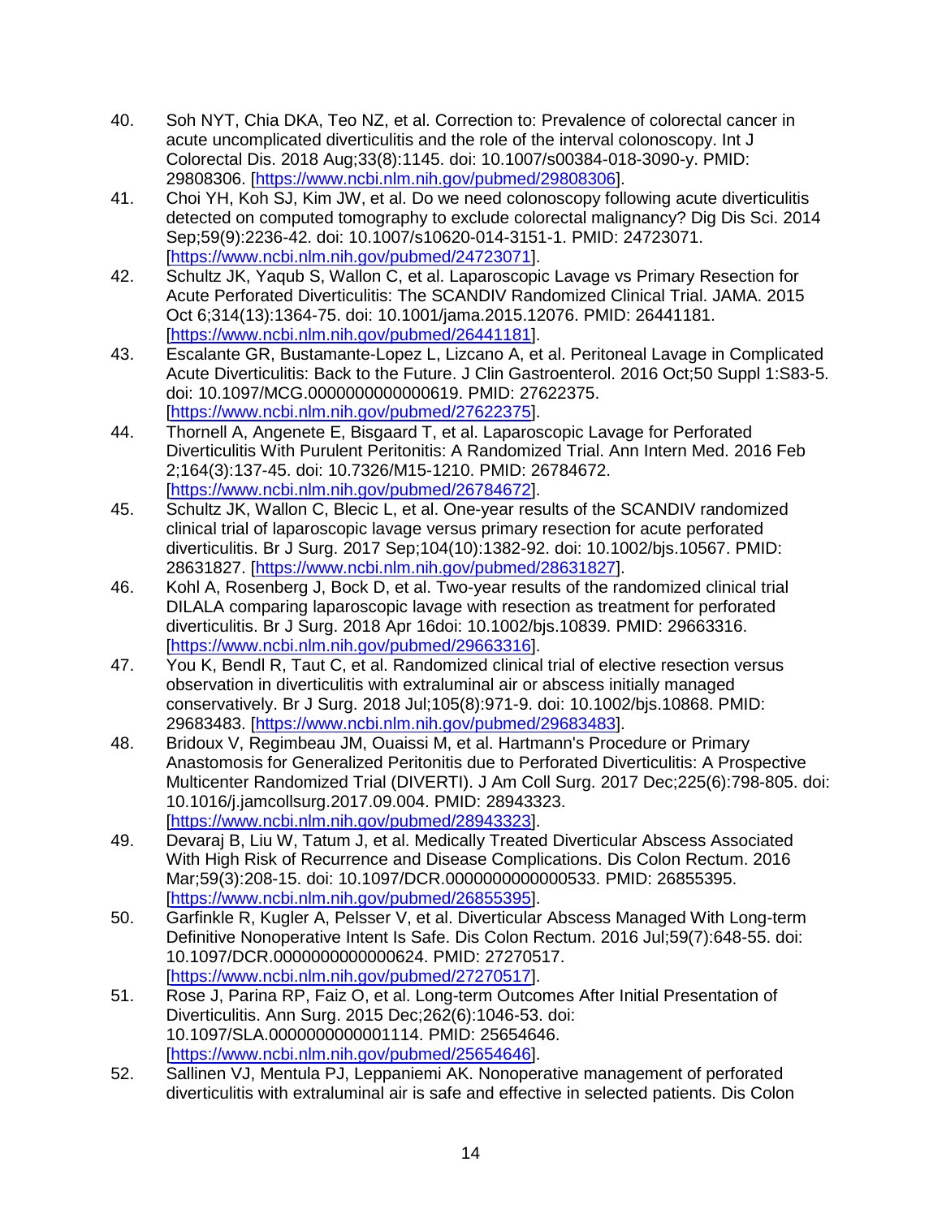40. Soh NYT, Chia DKA, Teo NZ, et al. Correction to: Prevalence of colorectal cancer in acute uncomplicated diverticulitis and the role of the interval colonoscopy. Int J Colorectal Dis. 2018 Aug;33(8):1145. doi: 10.1007/s00384-018-3090-y. PMID: 29808306. [https://www.ncbi.nlm.nih.gov/pubmed/29808306].
41. Choi YH, Koh SJ, Kim JW, et al. Do we need colonoscopy following acute diverticulitis detected on computed tomography to exclude colorectal malignancy? Dig Dis Sci. 2014 Sep;59(9):2236-42. doi: 10.1007/s10620-014-3151-1. PMID: 24723071. [https://www.ncbi.nlm.nih.gov/pubmed/24723071].
42. Schultz JK, Yaqub S, Wallon C, et al. Laparoscopic Lavage vs Primary Resection for Acute Perforated Diverticulitis: The SCANDIV Randomized Clinical Trial. JAMA. 2015 Oct 6;314(13):1364-75. doi: 10.1001/jama.2015.12076. PMID: 26441181. [https://www.ncbi.nlm.nih.gov/pubmed/26441181].
43. Escalante GR, Bustamante-Lopez L, Lizcano A, et al. Peritoneal Lavage in Complicated Acute Diverticulitis: Back to the Future. J Clin Gastroenterol. 2016 Oct;50 Suppl 1:S83-5. doi: 10.1097/MCG.0000000000000619. PMID: 27622375. [https://www.ncbi.nlm.nih.gov/pubmed/27622375].
44. Thornell A, Angenete E, Bisgaard T, et al. Laparoscopic Lavage for Perforated Diverticulitis With Purulent Peritonitis: A Randomized Trial. Ann Intern Med. 2016 Feb 2;164(3):137-45. doi: 10.7326/M15-1210. PMID: 26784672. [https://www.ncbi.nlm.nih.gov/pubmed/26784672].
45. Schultz JK, Wallon C, Blecic L, et al. One-year results of the SCANDIV randomized clinical trial of laparoscopic lavage versus primary resection for acute perforated diverticulitis. Br J Surg. 2017 Sep;104(10):1382-92. doi: 10.1002/bjs.10567. PMID: 28631827. [https://www.ncbi.nlm.nih.gov/pubmed/28631827].
46. Kohl A, Rosenberg J, Bock D, et al. Two-year results of the randomized clinical trial DILALA comparing laparoscopic lavage with resection as treatment for perforated diverticulitis. Br J Surg. 2018 Apr 16doi: 10.1002/bjs.10839. PMID: 29663316. [https://www.ncbi.nlm.nih.gov/pubmed/29663316].
47. You K, Bendl R, Taut C, et al. Randomized clinical trial of elective resection versus observation in diverticulitis with extraluminal air or abscess initially managed conservatively. Br J Surg. 2018 Jul;105(8):971-9. doi: 10.1002/bjs.10868. PMID: 29683483. [https://www.ncbi.nlm.nih.gov/pubmed/29683483].
48. Bridoux V, Regimbeau JM, Ouaissi M, et al. Hartmann's Procedure or Primary Anastomosis for Generalized Peritonitis due to Perforated Diverticulitis: A Prospective Multicenter Randomized Trial (DIVERTI). J Am Coll Surg. 2017 Dec;225(6):798-805. doi: 10.1016/j.jamcollsurg.2017.09.004. PMID: 28943323. [https://www.ncbi.nlm.nih.gov/pubmed/28943323].
49. Devaraj B, Liu W, Tatum J, et al. Medically Treated Diverticular Abscess Associated With High Risk of Recurrence and Disease Complications. Dis Colon Rectum. 2016 Mar;59(3):208-15. doi: 10.1097/DCR.0000000000000533. PMID: 26855395. [https://www.ncbi.nlm.nih.gov/pubmed/26855395].
50. Garfinkle R, Kugler A, Pelsser V, et al. Diverticular Abscess Managed With Long-term Definitive Nonoperative Intent Is Safe. Dis Colon Rectum. 2016 Jul;59(7):648-55. doi: 10.1097/DCR.0000000000000624. PMID: 27270517. [https://www.ncbi.nlm.nih.gov/pubmed/27270517].
51. Rose J, Parina RP, Faiz O, et al. Long-term Outcomes After Initial Presentation of Diverticulitis. Ann Surg. 2015 Dec;262(6):1046-53. doi: 10.1097/SLA.0000000000001114. PMID: 25654646. [https://www.ncbi.nlm.nih.gov/pubmed/25654646].
52. Sallinen VJ, Mentula PJ, Leppaniemi AK. Nonoperative management of perforated diverticulitis with extraluminal air is safe and effective in selected patients. Dis Colon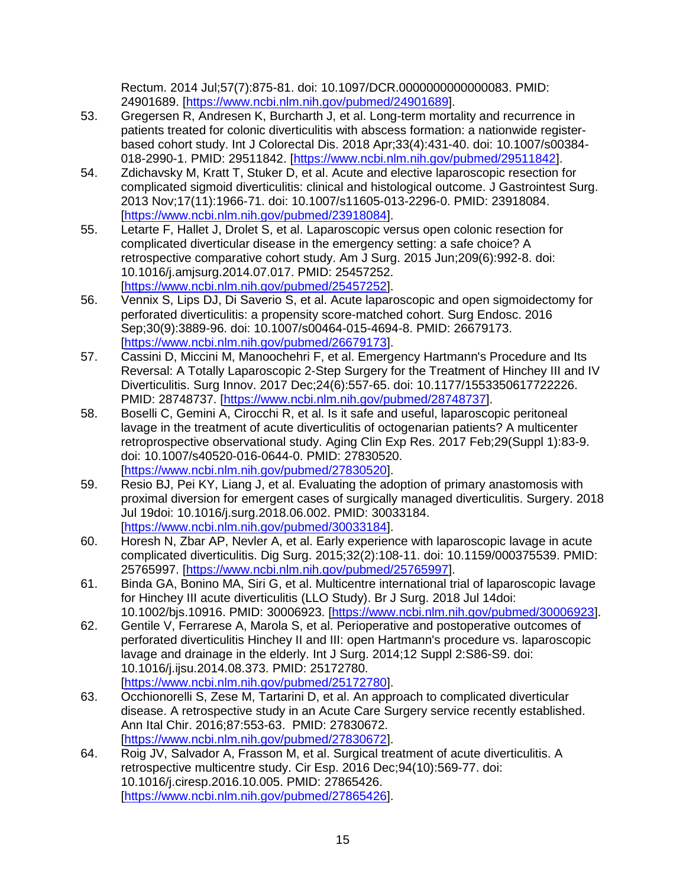Rectum. 2014 Jul;57(7):875-81. doi: 10.1097/DCR.0000000000000083. PMID: 24901689. [https://www.ncbi.nlm.nih.gov/pubmed/24901689].

53. Gregersen R, Andresen K, Burcharth J, et al. Long-term mortality and recurrence in patients treated for colonic diverticulitis with abscess formation: a nationwide register-based cohort study. Int J Colorectal Dis. 2018 Apr;33(4):431-40. doi: 10.1007/s00384-018-2990-1. PMID: 29511842. [https://www.ncbi.nlm.nih.gov/pubmed/29511842].
54. Zdichavsky M, Kratt T, Stuker D, et al. Acute and elective laparoscopic resection for complicated sigmoid diverticulitis: clinical and histological outcome. J Gastrointest Surg. 2013 Nov;17(11):1966-71. doi: 10.1007/s11605-013-2296-0. PMID: 23918084. [https://www.ncbi.nlm.nih.gov/pubmed/23918084].
55. Letarte F, Hallet J, Drolet S, et al. Laparoscopic versus open colonic resection for complicated diverticular disease in the emergency setting: a safe choice? A retrospective comparative cohort study. Am J Surg. 2015 Jun;209(6):992-8. doi: 10.1016/j.amjsurg.2014.07.017. PMID: 25457252. [https://www.ncbi.nlm.nih.gov/pubmed/25457252].
56. Vennix S, Lips DJ, Di Saverio S, et al. Acute laparoscopic and open sigmoidectomy for perforated diverticulitis: a propensity score-matched cohort. Surg Endosc. 2016 Sep;30(9):3889-96. doi: 10.1007/s00464-015-4694-8. PMID: 26679173. [https://www.ncbi.nlm.nih.gov/pubmed/26679173].
57. Cassini D, Miccini M, Manoochehri F, et al. Emergency Hartmann's Procedure and Its Reversal: A Totally Laparoscopic 2-Step Surgery for the Treatment of Hinchey III and IV Diverticulitis. Surg Innov. 2017 Dec;24(6):557-65. doi: 10.1177/1553350617722226. PMID: 28748737. [https://www.ncbi.nlm.nih.gov/pubmed/28748737].
58. Boselli C, Gemini A, Cirocchi R, et al. Is it safe and useful, laparoscopic peritoneal lavage in the treatment of acute diverticulitis of octogenarian patients? A multicenter retroprospective observational study. Aging Clin Exp Res. 2017 Feb;29(Suppl 1):83-9. doi: 10.1007/s40520-016-0644-0. PMID: 27830520. [https://www.ncbi.nlm.nih.gov/pubmed/27830520].
59. Resio BJ, Pei KY, Liang J, et al. Evaluating the adoption of primary anastomosis with proximal diversion for emergent cases of surgically managed diverticulitis. Surgery. 2018 Jul 19doi: 10.1016/j.surg.2018.06.002. PMID: 30033184. [https://www.ncbi.nlm.nih.gov/pubmed/30033184].
60. Horesh N, Zbar AP, Nevler A, et al. Early experience with laparoscopic lavage in acute complicated diverticulitis. Dig Surg. 2015;32(2):108-11. doi: 10.1159/000375539. PMID: 25765997. [https://www.ncbi.nlm.nih.gov/pubmed/25765997].
61. Binda GA, Bonino MA, Siri G, et al. Multicentre international trial of laparoscopic lavage for Hinchey III acute diverticulitis (LLO Study). Br J Surg. 2018 Jul 14doi: 10.1002/bjs.10916. PMID: 30006923. [https://www.ncbi.nlm.nih.gov/pubmed/30006923].
62. Gentile V, Ferrarese A, Marola S, et al. Perioperative and postoperative outcomes of perforated diverticulitis Hinchey II and III: open Hartmann's procedure vs. laparoscopic lavage and drainage in the elderly. Int J Surg. 2014;12 Suppl 2:S86-S9. doi: 10.1016/j.ijsu.2014.08.373. PMID: 25172780. [https://www.ncbi.nlm.nih.gov/pubmed/25172780].
63. Occhionorelli S, Zese M, Tartarini D, et al. An approach to complicated diverticular disease. A retrospective study in an Acute Care Surgery service recently established. Ann Ital Chir. 2016;87:553-63. PMID: 27830672. [https://www.ncbi.nlm.nih.gov/pubmed/27830672].
64. Roig JV, Salvador A, Frasson M, et al. Surgical treatment of acute diverticulitis. A retrospective multicentre study. Cir Esp. 2016 Dec;94(10):569-77. doi: 10.1016/j.ciresp.2016.10.005. PMID: 27865426. [https://www.ncbi.nlm.nih.gov/pubmed/27865426].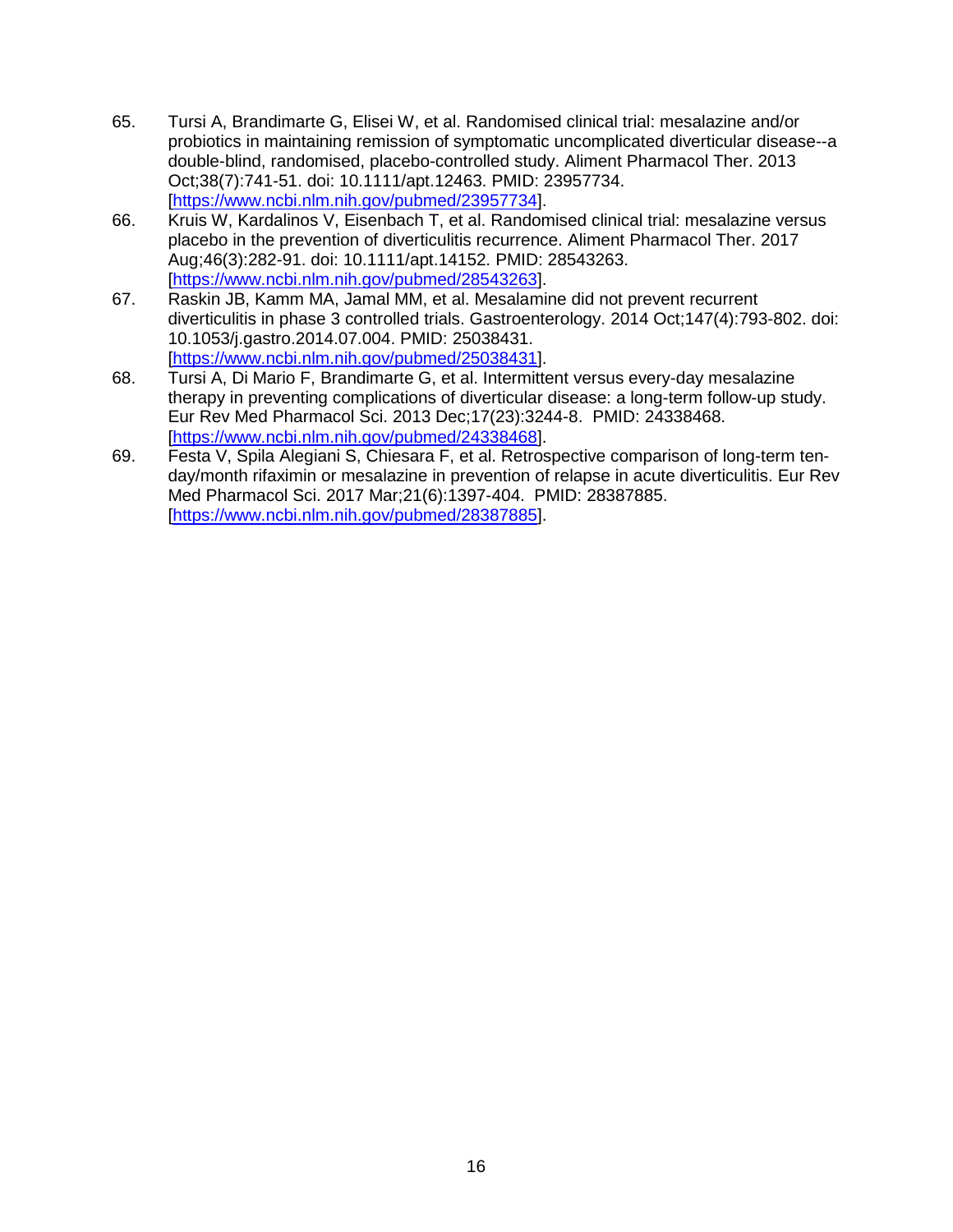65. Tursi A, Brandimarte G, Elisei W, et al. Randomised clinical trial: mesalazine and/or probiotics in maintaining remission of symptomatic uncomplicated diverticular disease--a double-blind, randomised, placebo-controlled study. Aliment Pharmacol Ther. 2013 Oct;38(7):741-51. doi: 10.1111/apt.12463. PMID: 23957734. [https://www.ncbi.nlm.nih.gov/pubmed/23957734].
66. Kruis W, Kardalinos V, Eisenbach T, et al. Randomised clinical trial: mesalazine versus placebo in the prevention of diverticulitis recurrence. Aliment Pharmacol Ther. 2017 Aug;46(3):282-91. doi: 10.1111/apt.14152. PMID: 28543263. [https://www.ncbi.nlm.nih.gov/pubmed/28543263].
67. Raskin JB, Kamm MA, Jamal MM, et al. Mesalamine did not prevent recurrent diverticulitis in phase 3 controlled trials. Gastroenterology. 2014 Oct;147(4):793-802. doi: 10.1053/j.gastro.2014.07.004. PMID: 25038431. [https://www.ncbi.nlm.nih.gov/pubmed/25038431].
68. Tursi A, Di Mario F, Brandimarte G, et al. Intermittent versus every-day mesalazine therapy in preventing complications of diverticular disease: a long-term follow-up study. Eur Rev Med Pharmacol Sci. 2013 Dec;17(23):3244-8. PMID: 24338468. [https://www.ncbi.nlm.nih.gov/pubmed/24338468].
69. Festa V, Spila Alegiani S, Chiesara F, et al. Retrospective comparison of long-term ten-day/month rifaximin or mesalazine in prevention of relapse in acute diverticulitis. Eur Rev Med Pharmacol Sci. 2017 Mar;21(6):1397-404. PMID: 28387885. [https://www.ncbi.nlm.nih.gov/pubmed/28387885].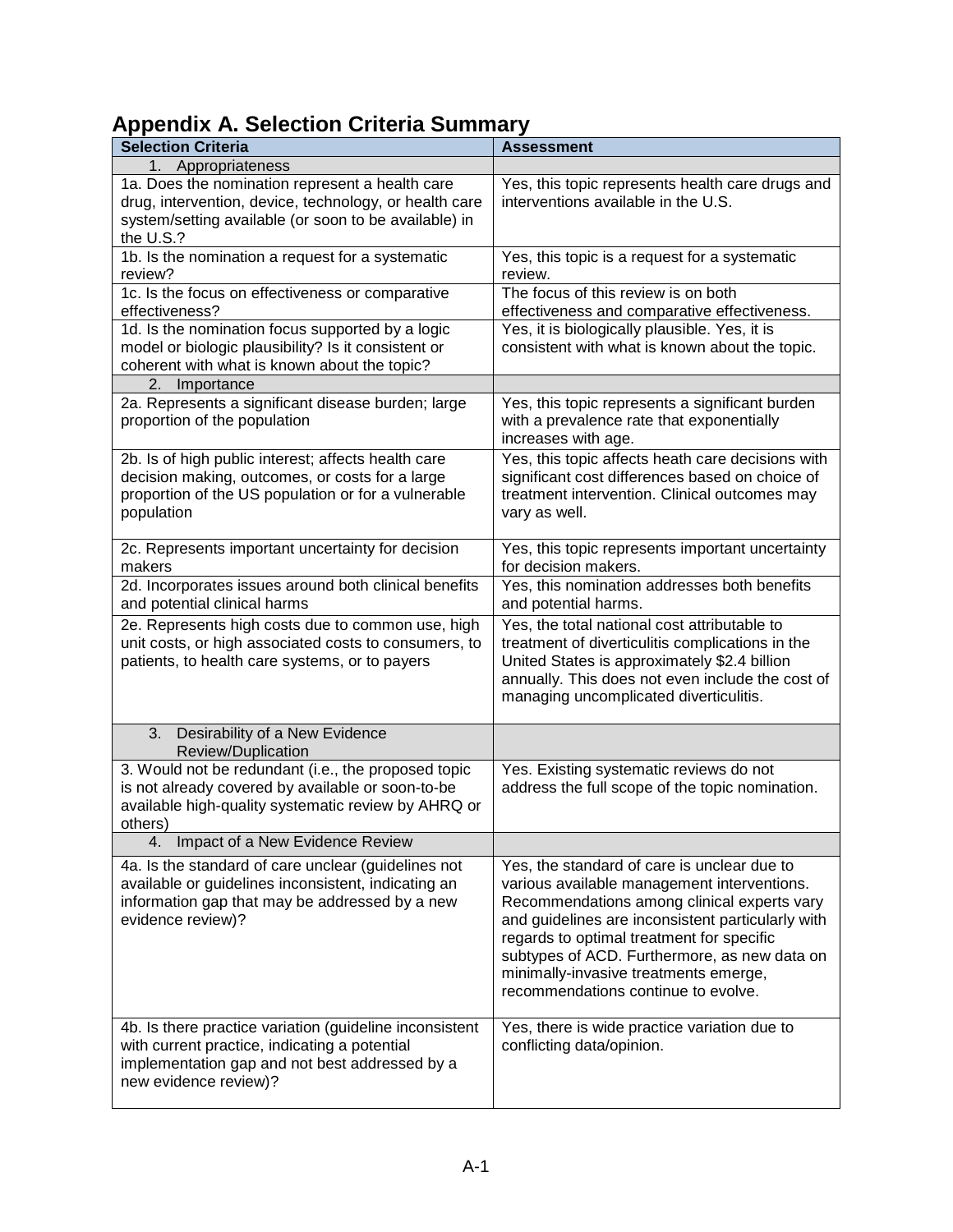# Appendix A. Selection Criteria Summary

| Selection Criteria | Assessment |
|---|---|
| 1. Appropriateness | |
| 1a. Does the nomination represent a health care drug, intervention, device, technology, or health care system/setting available (or soon to be available) in the U.S.? | Yes, this topic represents health care drugs and interventions available in the U.S. |
| 1b. Is the nomination a request for a systematic review? | Yes, this topic is a request for a systematic review. |
| 1c. Is the focus on effectiveness or comparative effectiveness? | The focus of this review is on both effectiveness and comparative effectiveness. |
| 1d. Is the nomination focus supported by a logic model or biologic plausibility? Is it consistent or coherent with what is known about the topic? | Yes, it is biologically plausible. Yes, it is consistent with what is known about the topic. |
| 2. Importance | |
| 2a. Represents a significant disease burden; large proportion of the population | Yes, this topic represents a significant burden with a prevalence rate that exponentially increases with age. |
| 2b. Is of high public interest; affects health care decision making, outcomes, or costs for a large proportion of the US population or for a vulnerable population | Yes, this topic affects heath care decisions with significant cost differences based on choice of treatment intervention. Clinical outcomes may vary as well. |
| 2c. Represents important uncertainty for decision makers | Yes, this topic represents important uncertainty for decision makers. |
| 2d. Incorporates issues around both clinical benefits and potential clinical harms | Yes, this nomination addresses both benefits and potential harms. |
| 2e. Represents high costs due to common use, high unit costs, or high associated costs to consumers, to patients, to health care systems, or to payers | Yes, the total national cost attributable to treatment of diverticulitis complications in the United States is approximately $2.4 billion annually. This does not even include the cost of managing uncomplicated diverticulitis. |
| 3. Desirability of a New Evidence Review/Duplication | |
| 3. Would not be redundant (i.e., the proposed topic is not already covered by available or soon-to-be available high-quality systematic review by AHRQ or others) | Yes. Existing systematic reviews do not address the full scope of the topic nomination. |
| 4. Impact of a New Evidence Review | |
| 4a. Is the standard of care unclear (guidelines not available or guidelines inconsistent, indicating an information gap that may be addressed by a new evidence review)? | Yes, the standard of care is unclear due to various available management interventions. Recommendations among clinical experts vary and guidelines are inconsistent particularly with regards to optimal treatment for specific subtypes of ACD. Furthermore, as new data on minimally-invasive treatments emerge, recommendations continue to evolve. |
| 4b. Is there practice variation (guideline inconsistent with current practice, indicating a potential implementation gap and not best addressed by a new evidence review)? | Yes, there is wide practice variation due to conflicting data/opinion. |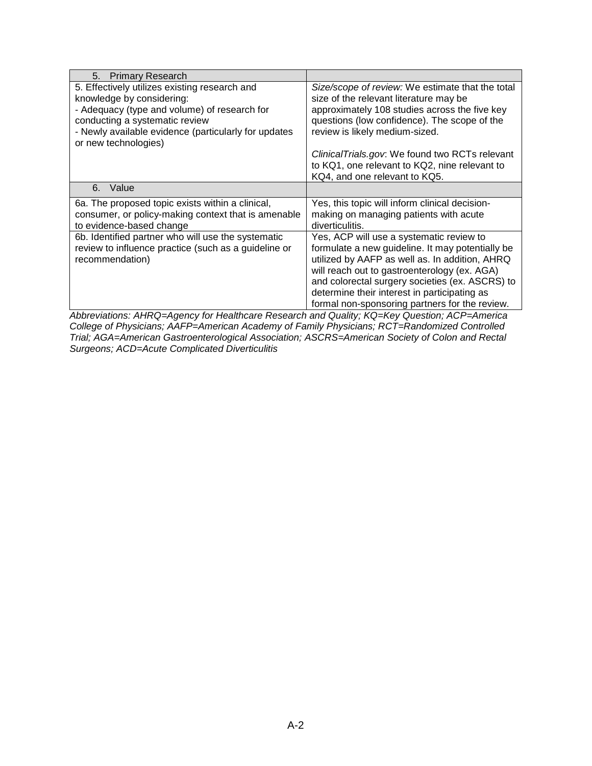| 5. Primary Research | |
|---|---|
| 5. Effectively utilizes existing research and knowledge by considering:<br>- Adequacy (type and volume) of research for conducting a systematic review<br>- Newly available evidence (particularly for updates or new technologies) | *Size/scope of review:* We estimate that the total size of the relevant literature may be approximately 108 studies across the five key questions (low confidence). The scope of the review is likely medium-sized.<br><br>*ClinicalTrials.gov*: We found two RCTs relevant to KQ1, one relevant to KQ2, nine relevant to KQ4, and one relevant to KQ5. |
| **6. Value** | |
| 6a. The proposed topic exists within a clinical, consumer, or policy-making context that is amenable to evidence-based change | Yes, this topic will inform clinical decision-making on managing patients with acute diverticulitis. |
| 6b. Identified partner who will use the systematic review to influence practice (such as a guideline or recommendation) | Yes, ACP will use a systematic review to formulate a new guideline. It may potentially be utilized by AAFP as well as. In addition, AHRQ will reach out to gastroenterology (ex. AGA) and colorectal surgery societies (ex. ASCRS) to determine their interest in participating as formal non-sponsoring partners for the review. |

*Abbreviations: AHRQ=Agency for Healthcare Research and Quality; KQ=Key Question; ACP=America College of Physicians; AAFP=American Academy of Family Physicians; RCT=Randomized Controlled Trial; AGA=American Gastroenterological Association; ASCRS=American Society of Colon and Rectal Surgeons; ACD=Acute Complicated Diverticulitis*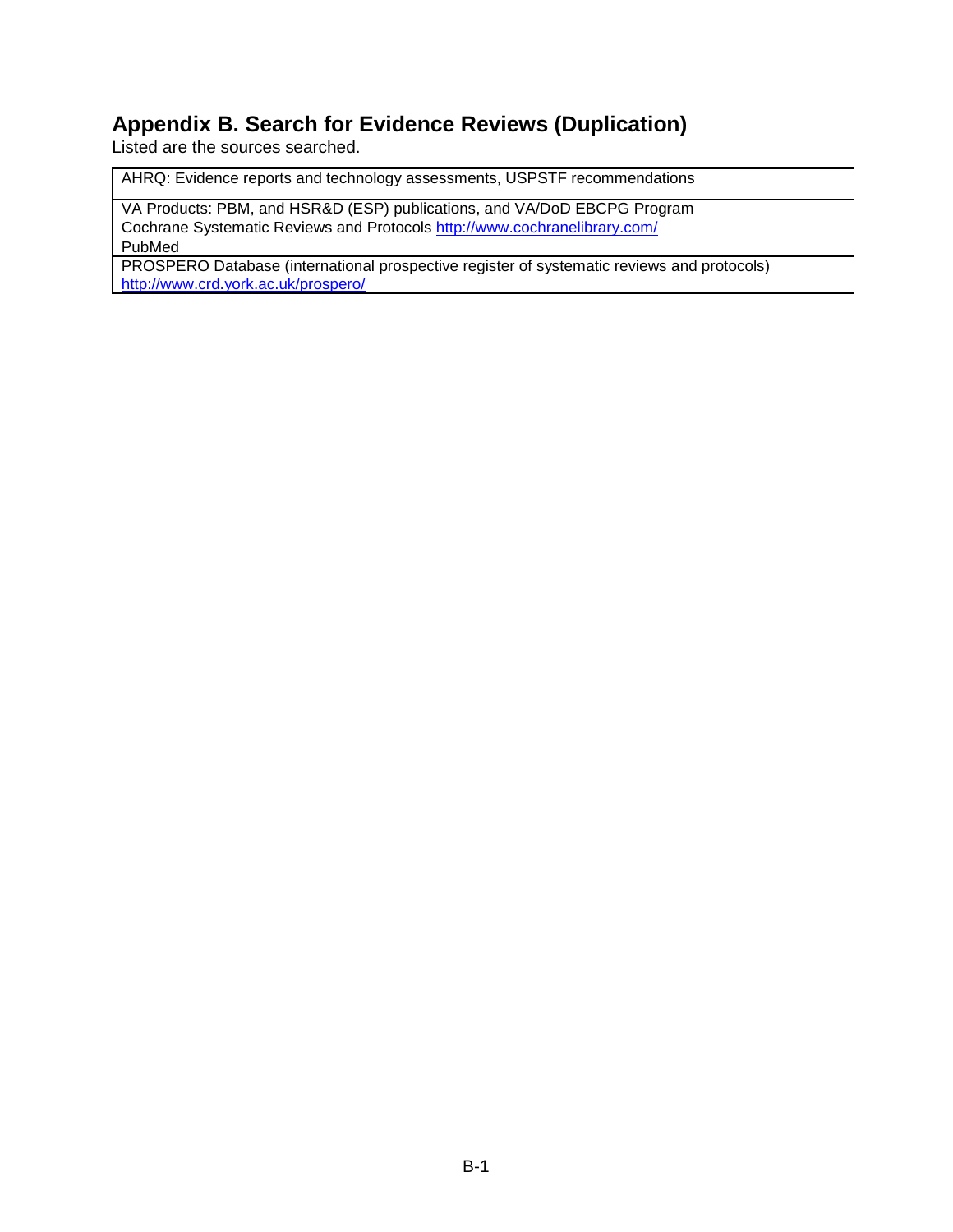## Appendix B. Search for Evidence Reviews (Duplication)

Listed are the sources searched.

| AHRQ: Evidence reports and technology assessments, USPSTF recommendations |
| --- |
| VA Products: PBM, and HSR&D (ESP) publications, and VA/DoD EBCPG Program |
| Cochrane Systematic Reviews and Protocols http://www.cochranelibrary.com/ |
| PubMed |
| PROSPERO Database (international prospective register of systematic reviews and protocols) http://www.crd.york.ac.uk/prospero/ |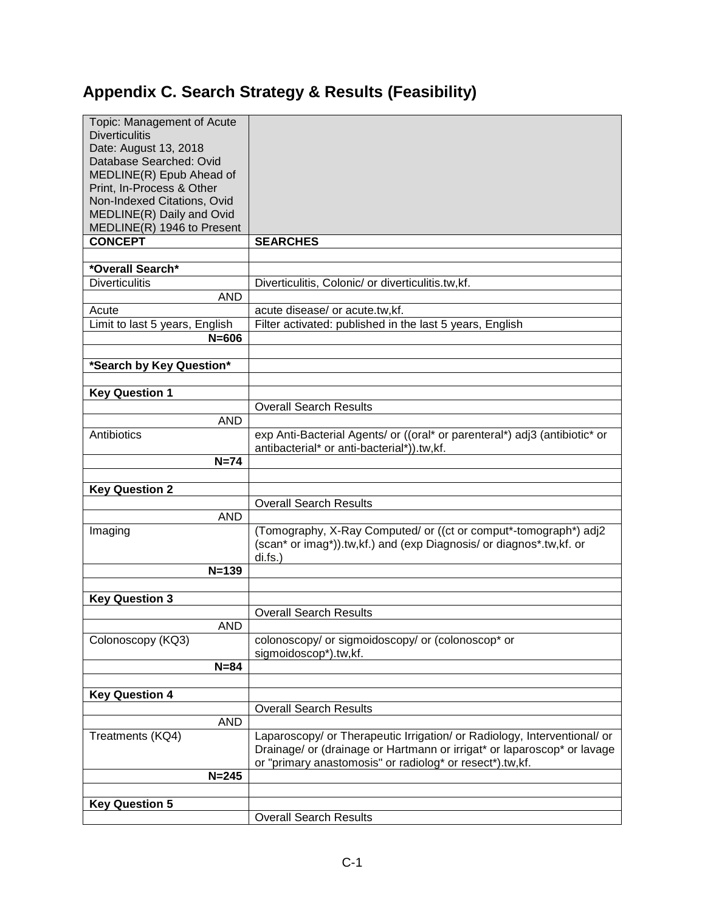# Appendix C. Search Strategy & Results (Feasibility)

| Topic: Management of Acute Diverticulitis<br>Date: August 13, 2018<br>Database Searched: Ovid MEDLINE(R) Epub Ahead of Print, In-Process & Other Non-Indexed Citations, Ovid MEDLINE(R) Daily and Ovid MEDLINE(R) 1946 to Present | |
|---|---|
| **CONCEPT** | **SEARCHES** |
| | |
| ***Overall Search*** | |
| Diverticulitis | Diverticulitis, Colonic/ or diverticulitis.tw,kf. |
| AND | |
| Acute | acute disease/ or acute.tw,kf. |
| Limit to last 5 years, English | Filter activated: published in the last 5 years, English |
| **N=606** | |
| | |
| ***Search by Key Question*** | |
| | |
| **Key Question 1** | |
| | Overall Search Results |
| AND | |
| Antibiotics | exp Anti-Bacterial Agents/ or ((oral* or parenteral*) adj3 (antibiotic* or antibacterial* or anti-bacterial*)).tw,kf. |
| **N=74** | |
| | |
| **Key Question 2** | |
| | Overall Search Results |
| AND | |
| Imaging | (Tomography, X-Ray Computed/ or ((ct or comput*-tomograph*) adj2 (scan* or imag*)).tw,kf.) and (exp Diagnosis/ or diagnos*.tw,kf. or di.fs.) |
| **N=139** | |
| | |
| **Key Question 3** | |
| | Overall Search Results |
| AND | |
| Colonoscopy (KQ3) | colonoscopy/ or sigmoidoscopy/ or (colonoscop* or sigmoidoscop*).tw,kf. |
| **N=84** | |
| | |
| **Key Question 4** | |
| | Overall Search Results |
| AND | |
| Treatments (KQ4) | Laparoscopy/ or Therapeutic Irrigation/ or Radiology, Interventional/ or Drainage/ or (drainage or Hartmann or irrigat* or laparoscop* or lavage or "primary anastomosis" or radiolog* or resect*).tw,kf. |
| **N=245** | |
| | |
| **Key Question 5** | |
| | Overall Search Results |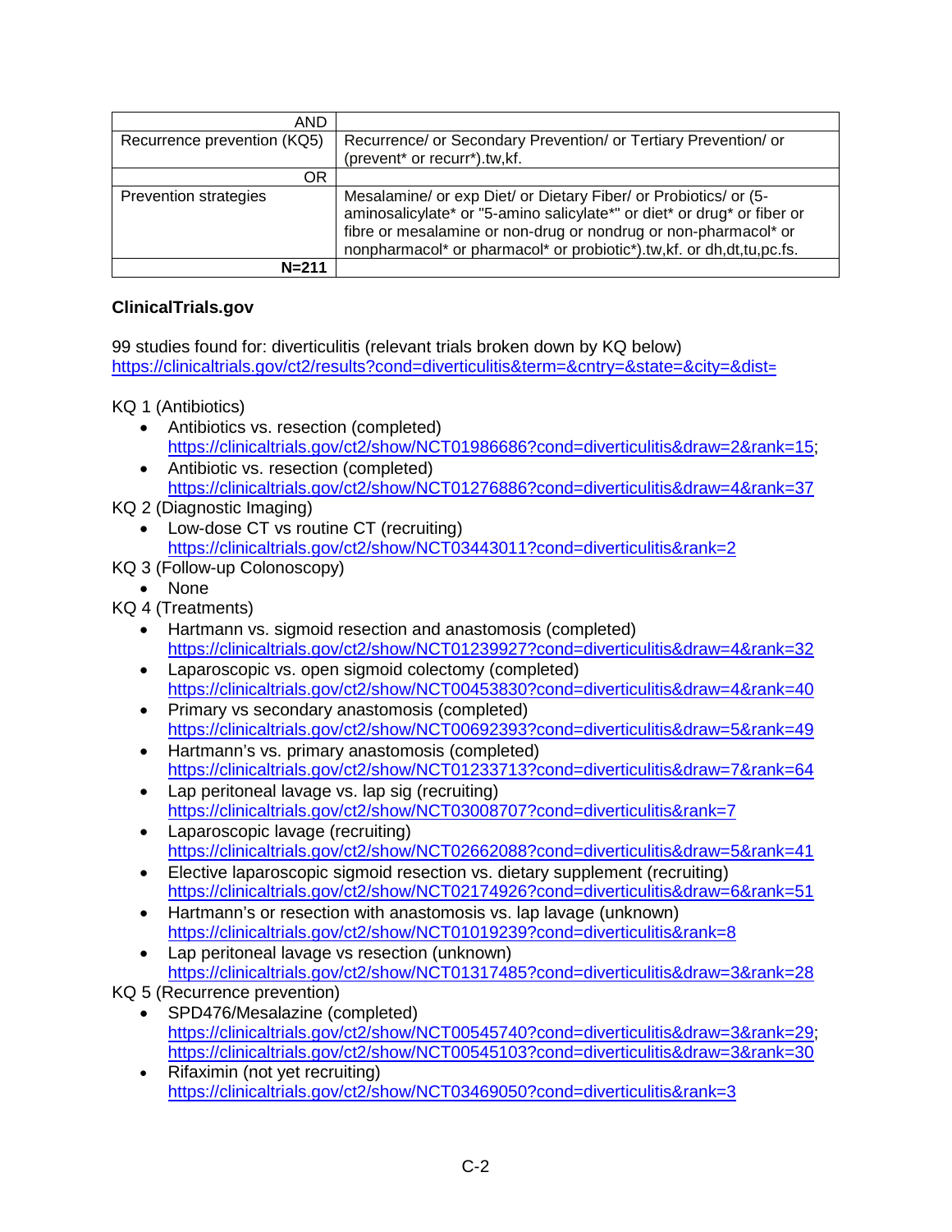| | |
|---|---|
| AND | |
| Recurrence prevention (KQ5) | Recurrence/ or Secondary Prevention/ or Tertiary Prevention/ or (prevent* or recurr*).tw,kf. |
| OR | |
| Prevention strategies | Mesalamine/ or exp Diet/ or Dietary Fiber/ or Probiotics/ or (5-aminosalicylate* or "5-amino salicylate*" or diet* or drug* or fiber or fibre or mesalamine or non-drug or nondrug or non-pharmacol* or nonpharmacol* or pharmacol* or probiotic*).tw,kf. or dh,dt,tu,pc.fs. |
| **N=211** | |

**ClinicalTrials.gov**

99 studies found for: diverticulitis (relevant trials broken down by KQ below)
https://clinicaltrials.gov/ct2/results?cond=diverticulitis&term=&cntry=&state=&city=&dist=

KQ 1 (Antibiotics)

- Antibiotics vs. resection (completed) https://clinicaltrials.gov/ct2/show/NCT01986686?cond=diverticulitis&draw=2&rank=15;
- Antibiotic vs. resection (completed) https://clinicaltrials.gov/ct2/show/NCT01276886?cond=diverticulitis&draw=4&rank=37

KQ 2 (Diagnostic Imaging)

- Low-dose CT vs routine CT (recruiting) https://clinicaltrials.gov/ct2/show/NCT03443011?cond=diverticulitis&rank=2

KQ 3 (Follow-up Colonoscopy)

- None

KQ 4 (Treatments)

- Hartmann vs. sigmoid resection and anastomosis (completed) https://clinicaltrials.gov/ct2/show/NCT01239927?cond=diverticulitis&draw=4&rank=32
- Laparoscopic vs. open sigmoid colectomy (completed) https://clinicaltrials.gov/ct2/show/NCT00453830?cond=diverticulitis&draw=4&rank=40
- Primary vs secondary anastomosis (completed) https://clinicaltrials.gov/ct2/show/NCT00692393?cond=diverticulitis&draw=5&rank=49
- Hartmann's vs. primary anastomosis (completed) https://clinicaltrials.gov/ct2/show/NCT01233713?cond=diverticulitis&draw=7&rank=64
- Lap peritoneal lavage vs. lap sig (recruiting) https://clinicaltrials.gov/ct2/show/NCT03008707?cond=diverticulitis&rank=7
- Laparoscopic lavage (recruiting) https://clinicaltrials.gov/ct2/show/NCT02662088?cond=diverticulitis&draw=5&rank=41
- Elective laparoscopic sigmoid resection vs. dietary supplement (recruiting) https://clinicaltrials.gov/ct2/show/NCT02174926?cond=diverticulitis&draw=6&rank=51
- Hartmann's or resection with anastomosis vs. lap lavage (unknown) https://clinicaltrials.gov/ct2/show/NCT01019239?cond=diverticulitis&rank=8
- Lap peritoneal lavage vs resection (unknown) https://clinicaltrials.gov/ct2/show/NCT01317485?cond=diverticulitis&draw=3&rank=28

KQ 5 (Recurrence prevention)

- SPD476/Mesalazine (completed) https://clinicaltrials.gov/ct2/show/NCT00545740?cond=diverticulitis&draw=3&rank=29; https://clinicaltrials.gov/ct2/show/NCT00545103?cond=diverticulitis&draw=3&rank=30
- Rifaximin (not yet recruiting) https://clinicaltrials.gov/ct2/show/NCT03469050?cond=diverticulitis&rank=3